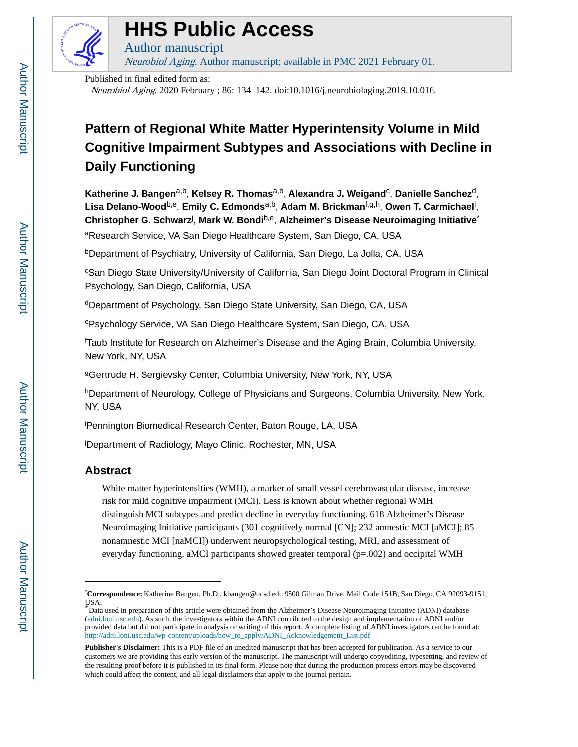# HHS Public Access

Author manuscript

*Neurobiol Aging*. Author manuscript; available in PMC 2021 February 01.

Published in final edited form as:

*Neurobiol Aging*. 2020 February ; 86: 134–142. doi:10.1016/j.neurobiolaging.2019.10.016.

# Pattern of Regional White Matter Hyperintensity Volume in Mild Cognitive Impairment Subtypes and Associations with Decline in Daily Functioning

**Katherine J. Bangen**[a,b], **Kelsey R. Thomas**[a,b], **Alexandra J. Weigand**[c], **Danielle Sanchez**[d], **Lisa Delano-Wood**[b,e], **Emily C. Edmonds**[a,b], **Adam M. Brickman**[f,g,h], **Owen T. Carmichael**[i], **Christopher G. Schwarz**[j], **Mark W. Bondi**[b,e], **Alzheimer's Disease Neuroimaging Initiative**[*]

[a]Research Service, VA San Diego Healthcare System, San Diego, CA, USA

[b]Department of Psychiatry, University of California, San Diego, La Jolla, CA, USA

[c]San Diego State University/University of California, San Diego Joint Doctoral Program in Clinical Psychology, San Diego, California, USA

[d]Department of Psychology, San Diego State University, San Diego, CA, USA

[e]Psychology Service, VA San Diego Healthcare System, San Diego, CA, USA

[f]Taub Institute for Research on Alzheimer's Disease and the Aging Brain, Columbia University, New York, NY, USA

[g]Gertrude H. Sergievsky Center, Columbia University, New York, NY, USA

[h]Department of Neurology, College of Physicians and Surgeons, Columbia University, New York, NY, USA

[i]Pennington Biomedical Research Center, Baton Rouge, LA, USA

[j]Department of Radiology, Mayo Clinic, Rochester, MN, USA

## Abstract

White matter hyperintensities (WMH), a marker of small vessel cerebrovascular disease, increase risk for mild cognitive impairment (MCI). Less is known about whether regional WMH distinguish MCI subtypes and predict decline in everyday functioning. 618 Alzheimer's Disease Neuroimaging Initiative participants (301 cognitively normal [CN]; 232 amnestic MCI [aMCI]; 85 nonamnestic MCI [naMCI]) underwent neuropsychological testing, MRI, and assessment of everyday functioning. aMCI participants showed greater temporal (p=.002) and occipital WMH

---

[*]**Correspondence:** Katherine Bangen, Ph.D., kbangen@ucsd.edu 9500 Gilman Drive, Mail Code 151B, San Diego, CA 92093-9151, USA.

[*]Data used in preparation of this article were obtained from the Alzheimer's Disease Neuroimaging Initiative (ADNI) database (adni.loni.usc.edu). As such, the investigators within the ADNI contributed to the design and implementation of ADNI and/or provided data but did not participate in analysis or writing of this report. A complete listing of ADNI investigators can be found at: http://adni.loni.usc.edu/wp-content/uploads/how_to_apply/ADNI_Acknowledgement_List.pdf

**Publisher's Disclaimer:** This is a PDF file of an unedited manuscript that has been accepted for publication. As a service to our customers we are providing this early version of the manuscript. The manuscript will undergo copyediting, typesetting, and review of the resulting proof before it is published in its final form. Please note that during the production process errors may be discovered which could affect the content, and all legal disclaimers that apply to the journal pertain.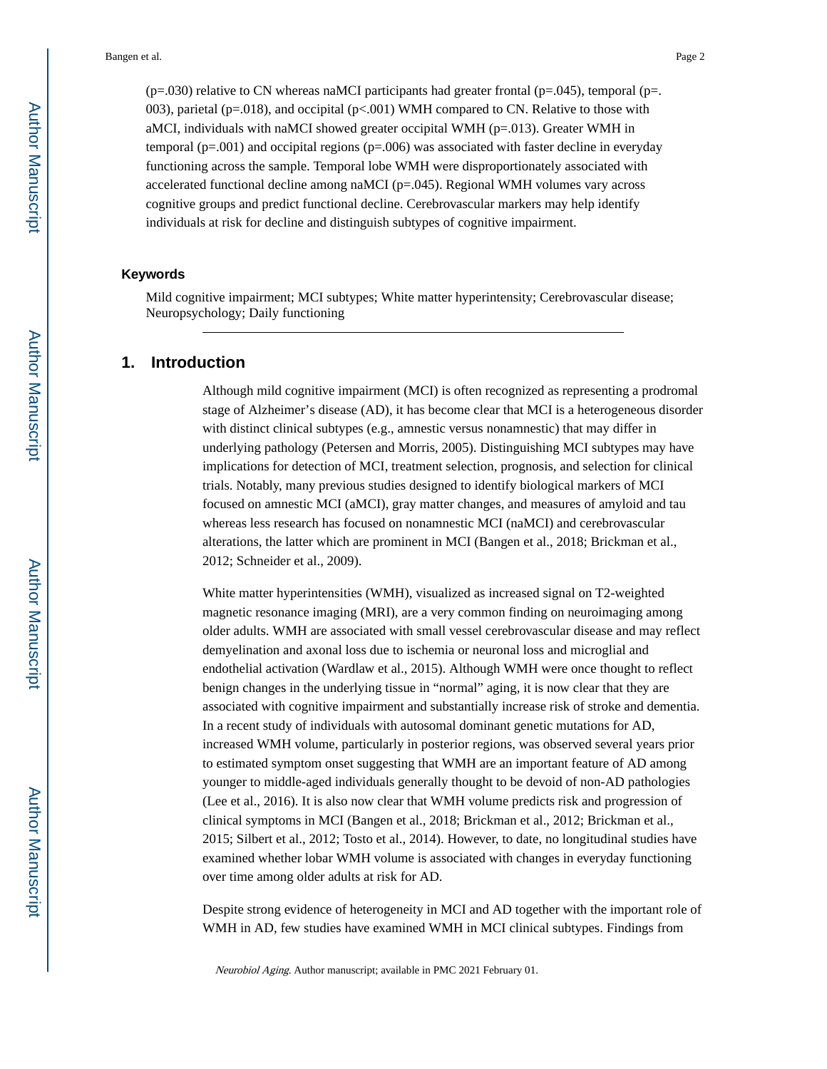($p$=.030) relative to CN whereas naMCI participants had greater frontal ($p$=.045), temporal ($p$=.003), parietal ($p$=.018), and occipital ($p$<.001) WMH compared to CN. Relative to those with aMCI, individuals with naMCI showed greater occipital WMH ($p$=.013). Greater WMH in temporal ($p$=.001) and occipital regions ($p$=.006) was associated with faster decline in everyday functioning across the sample. Temporal lobe WMH were disproportionately associated with accelerated functional decline among naMCI ($p$=.045). Regional WMH volumes vary across cognitive groups and predict functional decline. Cerebrovascular markers may help identify individuals at risk for decline and distinguish subtypes of cognitive impairment.

### Keywords

Mild cognitive impairment; MCI subtypes; White matter hyperintensity; Cerebrovascular disease; Neuropsychology; Daily functioning

## 1. Introduction

Although mild cognitive impairment (MCI) is often recognized as representing a prodromal stage of Alzheimer's disease (AD), it has become clear that MCI is a heterogeneous disorder with distinct clinical subtypes (e.g., amnestic versus nonamnestic) that may differ in underlying pathology (Petersen and Morris, 2005). Distinguishing MCI subtypes may have implications for detection of MCI, treatment selection, prognosis, and selection for clinical trials. Notably, many previous studies designed to identify biological markers of MCI focused on amnestic MCI (aMCI), gray matter changes, and measures of amyloid and tau whereas less research has focused on nonamnestic MCI (naMCI) and cerebrovascular alterations, the latter which are prominent in MCI (Bangen et al., 2018; Brickman et al., 2012; Schneider et al., 2009).

White matter hyperintensities (WMH), visualized as increased signal on T2-weighted magnetic resonance imaging (MRI), are a very common finding on neuroimaging among older adults. WMH are associated with small vessel cerebrovascular disease and may reflect demyelination and axonal loss due to ischemia or neuronal loss and microglial and endothelial activation (Wardlaw et al., 2015). Although WMH were once thought to reflect benign changes in the underlying tissue in "normal" aging, it is now clear that they are associated with cognitive impairment and substantially increase risk of stroke and dementia. In a recent study of individuals with autosomal dominant genetic mutations for AD, increased WMH volume, particularly in posterior regions, was observed several years prior to estimated symptom onset suggesting that WMH are an important feature of AD among younger to middle-aged individuals generally thought to be devoid of non-AD pathologies (Lee et al., 2016). It is also now clear that WMH volume predicts risk and progression of clinical symptoms in MCI (Bangen et al., 2018; Brickman et al., 2012; Brickman et al., 2015; Silbert et al., 2012; Tosto et al., 2014). However, to date, no longitudinal studies have examined whether lobar WMH volume is associated with changes in everyday functioning over time among older adults at risk for AD.

Despite strong evidence of heterogeneity in MCI and AD together with the important role of WMH in AD, few studies have examined WMH in MCI clinical subtypes. Findings from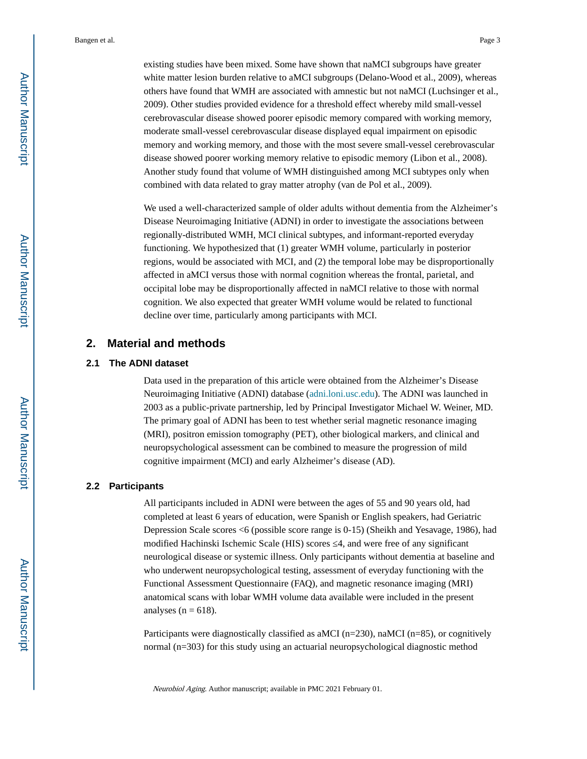existing studies have been mixed. Some have shown that naMCI subgroups have greater white matter lesion burden relative to aMCI subgroups (Delano-Wood et al., 2009), whereas others have found that WMH are associated with amnestic but not naMCI (Luchsinger et al., 2009). Other studies provided evidence for a threshold effect whereby mild small-vessel cerebrovascular disease showed poorer episodic memory compared with working memory, moderate small-vessel cerebrovascular disease displayed equal impairment on episodic memory and working memory, and those with the most severe small-vessel cerebrovascular disease showed poorer working memory relative to episodic memory (Libon et al., 2008). Another study found that volume of WMH distinguished among MCI subtypes only when combined with data related to gray matter atrophy (van de Pol et al., 2009).

We used a well-characterized sample of older adults without dementia from the Alzheimer's Disease Neuroimaging Initiative (ADNI) in order to investigate the associations between regionally-distributed WMH, MCI clinical subtypes, and informant-reported everyday functioning. We hypothesized that (1) greater WMH volume, particularly in posterior regions, would be associated with MCI, and (2) the temporal lobe may be disproportionally affected in aMCI versus those with normal cognition whereas the frontal, parietal, and occipital lobe may be disproportionally affected in naMCI relative to those with normal cognition. We also expected that greater WMH volume would be related to functional decline over time, particularly among participants with MCI.

## 2. Material and methods

### 2.1 The ADNI dataset

Data used in the preparation of this article were obtained from the Alzheimer's Disease Neuroimaging Initiative (ADNI) database (adni.loni.usc.edu). The ADNI was launched in 2003 as a public-private partnership, led by Principal Investigator Michael W. Weiner, MD. The primary goal of ADNI has been to test whether serial magnetic resonance imaging (MRI), positron emission tomography (PET), other biological markers, and clinical and neuropsychological assessment can be combined to measure the progression of mild cognitive impairment (MCI) and early Alzheimer's disease (AD).

### 2.2 Participants

All participants included in ADNI were between the ages of 55 and 90 years old, had completed at least 6 years of education, were Spanish or English speakers, had Geriatric Depression Scale scores <6 (possible score range is 0-15) (Sheikh and Yesavage, 1986), had modified Hachinski Ischemic Scale (HIS) scores ≤4, and were free of any significant neurological disease or systemic illness. Only participants without dementia at baseline and who underwent neuropsychological testing, assessment of everyday functioning with the Functional Assessment Questionnaire (FAQ), and magnetic resonance imaging (MRI) anatomical scans with lobar WMH volume data available were included in the present analyses (n = 618).

Participants were diagnostically classified as aMCI (n=230), naMCI (n=85), or cognitively normal (n=303) for this study using an actuarial neuropsychological diagnostic method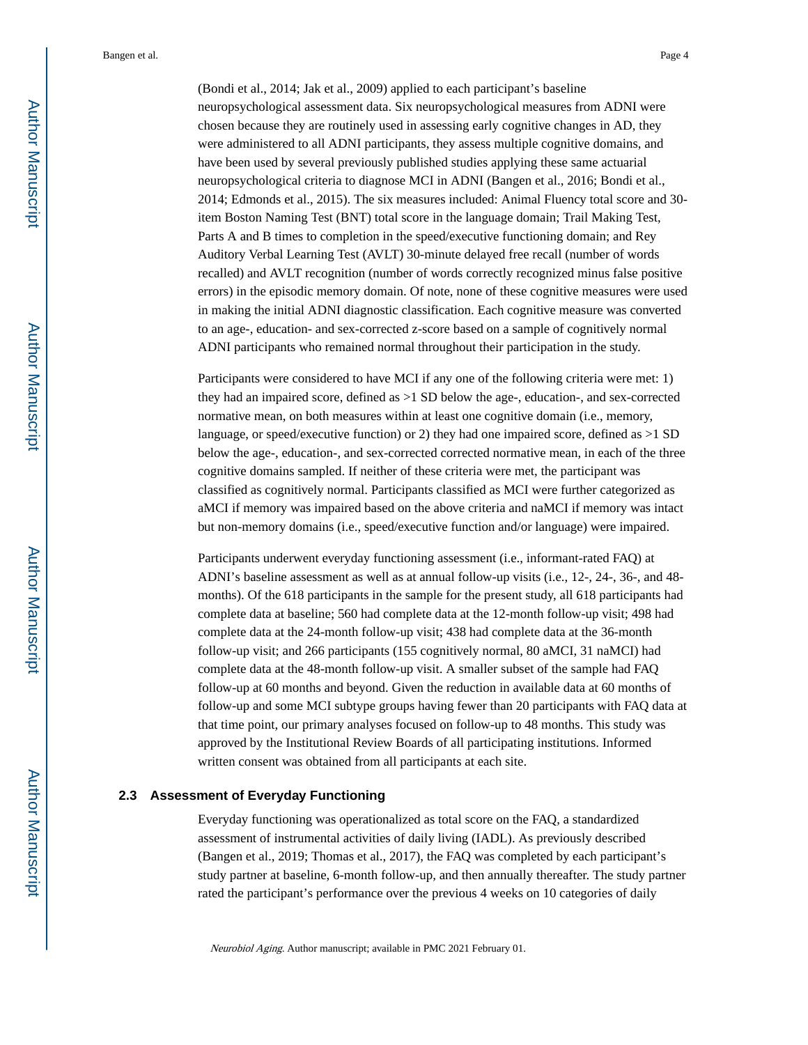(Bondi et al., 2014; Jak et al., 2009) applied to each participant's baseline neuropsychological assessment data. Six neuropsychological measures from ADNI were chosen because they are routinely used in assessing early cognitive changes in AD, they were administered to all ADNI participants, they assess multiple cognitive domains, and have been used by several previously published studies applying these same actuarial neuropsychological criteria to diagnose MCI in ADNI (Bangen et al., 2016; Bondi et al., 2014; Edmonds et al., 2015). The six measures included: Animal Fluency total score and 30-item Boston Naming Test (BNT) total score in the language domain; Trail Making Test, Parts A and B times to completion in the speed/executive functioning domain; and Rey Auditory Verbal Learning Test (AVLT) 30-minute delayed free recall (number of words recalled) and AVLT recognition (number of words correctly recognized minus false positive errors) in the episodic memory domain. Of note, none of these cognitive measures were used in making the initial ADNI diagnostic classification. Each cognitive measure was converted to an age-, education- and sex-corrected z-score based on a sample of cognitively normal ADNI participants who remained normal throughout their participation in the study.

Participants were considered to have MCI if any one of the following criteria were met: 1) they had an impaired score, defined as >1 SD below the age-, education-, and sex-corrected normative mean, on both measures within at least one cognitive domain (i.e., memory, language, or speed/executive function) or 2) they had one impaired score, defined as >1 SD below the age-, education-, and sex-corrected corrected normative mean, in each of the three cognitive domains sampled. If neither of these criteria were met, the participant was classified as cognitively normal. Participants classified as MCI were further categorized as aMCI if memory was impaired based on the above criteria and naMCI if memory was intact but non-memory domains (i.e., speed/executive function and/or language) were impaired.

Participants underwent everyday functioning assessment (i.e., informant-rated FAQ) at ADNI's baseline assessment as well as at annual follow-up visits (i.e., 12-, 24-, 36-, and 48-months). Of the 618 participants in the sample for the present study, all 618 participants had complete data at baseline; 560 had complete data at the 12-month follow-up visit; 498 had complete data at the 24-month follow-up visit; 438 had complete data at the 36-month follow-up visit; and 266 participants (155 cognitively normal, 80 aMCI, 31 naMCI) had complete data at the 48-month follow-up visit. A smaller subset of the sample had FAQ follow-up at 60 months and beyond. Given the reduction in available data at 60 months of follow-up and some MCI subtype groups having fewer than 20 participants with FAQ data at that time point, our primary analyses focused on follow-up to 48 months. This study was approved by the Institutional Review Boards of all participating institutions. Informed written consent was obtained from all participants at each site.

### 2.3 Assessment of Everyday Functioning

Everyday functioning was operationalized as total score on the FAQ, a standardized assessment of instrumental activities of daily living (IADL). As previously described (Bangen et al., 2019; Thomas et al., 2017), the FAQ was completed by each participant's study partner at baseline, 6-month follow-up, and then annually thereafter. The study partner rated the participant's performance over the previous 4 weeks on 10 categories of daily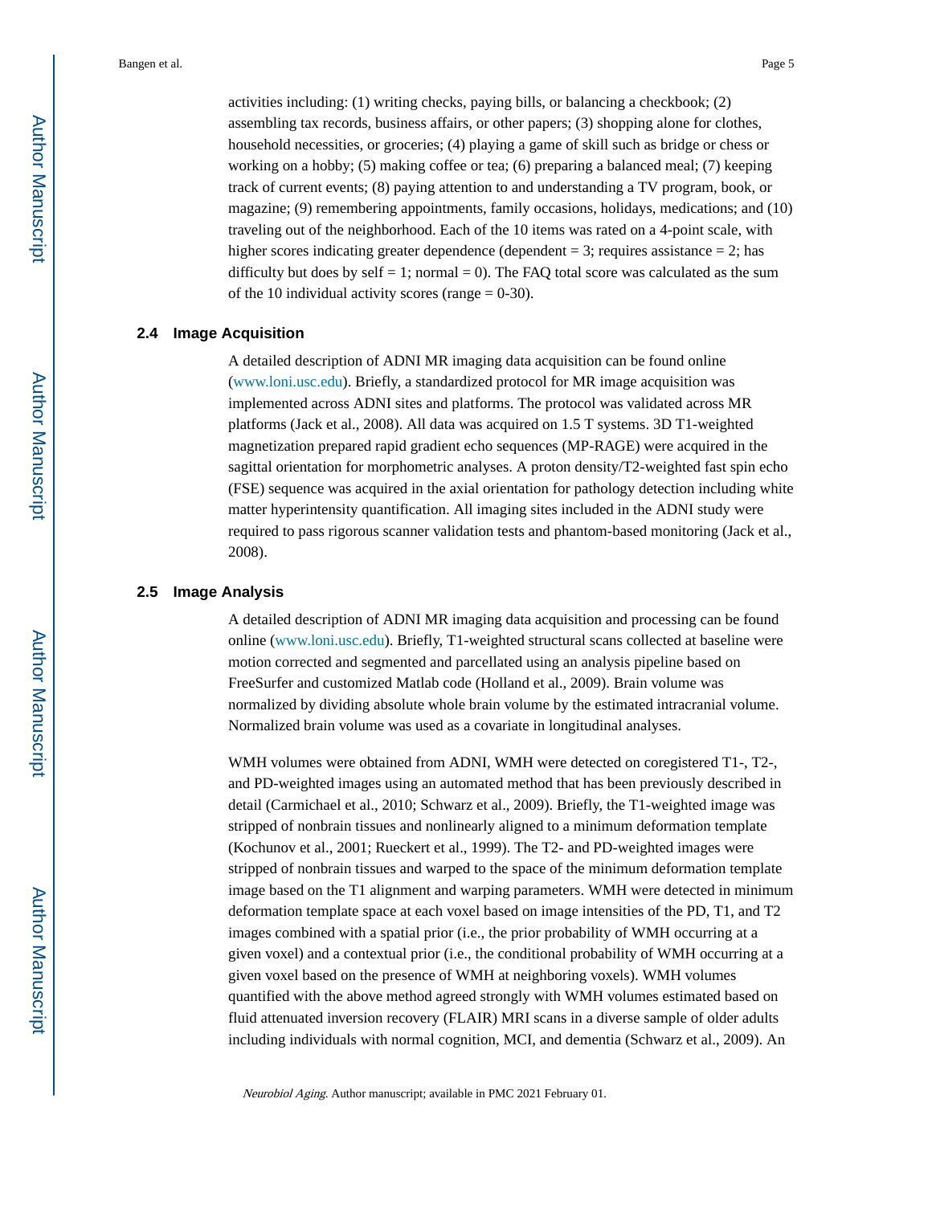activities including: (1) writing checks, paying bills, or balancing a checkbook; (2) assembling tax records, business affairs, or other papers; (3) shopping alone for clothes, household necessities, or groceries; (4) playing a game of skill such as bridge or chess or working on a hobby; (5) making coffee or tea; (6) preparing a balanced meal; (7) keeping track of current events; (8) paying attention to and understanding a TV program, book, or magazine; (9) remembering appointments, family occasions, holidays, medications; and (10) traveling out of the neighborhood. Each of the 10 items was rated on a 4-point scale, with higher scores indicating greater dependence (dependent = 3; requires assistance = 2; has difficulty but does by self = 1; normal = 0). The FAQ total score was calculated as the sum of the 10 individual activity scores (range = 0-30).

### 2.4 Image Acquisition

A detailed description of ADNI MR imaging data acquisition can be found online (www.loni.usc.edu). Briefly, a standardized protocol for MR image acquisition was implemented across ADNI sites and platforms. The protocol was validated across MR platforms (Jack et al., 2008). All data was acquired on 1.5 T systems. 3D T1-weighted magnetization prepared rapid gradient echo sequences (MP-RAGE) were acquired in the sagittal orientation for morphometric analyses. A proton density/T2-weighted fast spin echo (FSE) sequence was acquired in the axial orientation for pathology detection including white matter hyperintensity quantification. All imaging sites included in the ADNI study were required to pass rigorous scanner validation tests and phantom-based monitoring (Jack et al., 2008).

### 2.5 Image Analysis

A detailed description of ADNI MR imaging data acquisition and processing can be found online (www.loni.usc.edu). Briefly, T1-weighted structural scans collected at baseline were motion corrected and segmented and parcellated using an analysis pipeline based on FreeSurfer and customized Matlab code (Holland et al., 2009). Brain volume was normalized by dividing absolute whole brain volume by the estimated intracranial volume. Normalized brain volume was used as a covariate in longitudinal analyses.

WMH volumes were obtained from ADNI, WMH were detected on coregistered T1-, T2-, and PD-weighted images using an automated method that has been previously described in detail (Carmichael et al., 2010; Schwarz et al., 2009). Briefly, the T1-weighted image was stripped of nonbrain tissues and nonlinearly aligned to a minimum deformation template (Kochunov et al., 2001; Rueckert et al., 1999). The T2- and PD-weighted images were stripped of nonbrain tissues and warped to the space of the minimum deformation template image based on the T1 alignment and warping parameters. WMH were detected in minimum deformation template space at each voxel based on image intensities of the PD, T1, and T2 images combined with a spatial prior (i.e., the prior probability of WMH occurring at a given voxel) and a contextual prior (i.e., the conditional probability of WMH occurring at a given voxel based on the presence of WMH at neighboring voxels). WMH volumes quantified with the above method agreed strongly with WMH volumes estimated based on fluid attenuated inversion recovery (FLAIR) MRI scans in a diverse sample of older adults including individuals with normal cognition, MCI, and dementia (Schwarz et al., 2009). An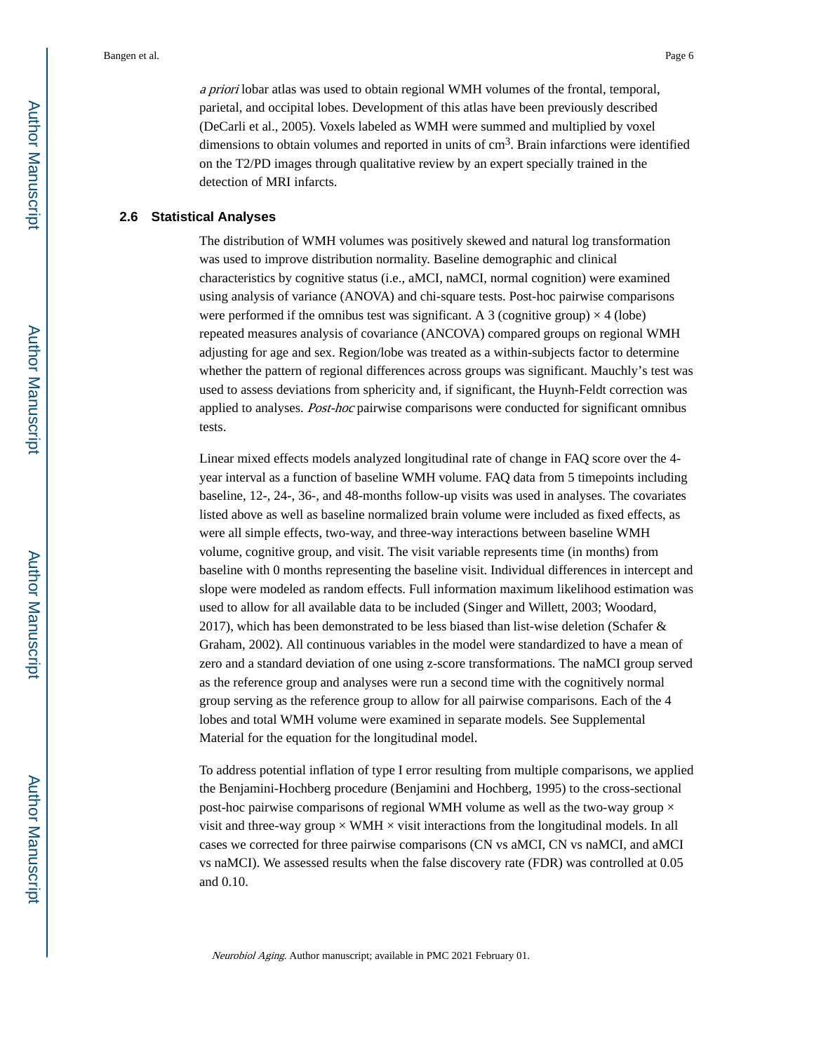*a priori* lobar atlas was used to obtain regional WMH volumes of the frontal, temporal, parietal, and occipital lobes. Development of this atlas have been previously described (DeCarli et al., 2005). Voxels labeled as WMH were summed and multiplied by voxel dimensions to obtain volumes and reported in units of $cm^3$. Brain infarctions were identified on the T2/PD images through qualitative review by an expert specially trained in the detection of MRI infarcts.

### 2.6 Statistical Analyses

The distribution of WMH volumes was positively skewed and natural log transformation was used to improve distribution normality. Baseline demographic and clinical characteristics by cognitive status (i.e., aMCI, naMCI, normal cognition) were examined using analysis of variance (ANOVA) and chi-square tests. Post-hoc pairwise comparisons were performed if the omnibus test was significant. A 3 (cognitive group) × 4 (lobe) repeated measures analysis of covariance (ANCOVA) compared groups on regional WMH adjusting for age and sex. Region/lobe was treated as a within-subjects factor to determine whether the pattern of regional differences across groups was significant. Mauchly's test was used to assess deviations from sphericity and, if significant, the Huynh-Feldt correction was applied to analyses. *Post-hoc* pairwise comparisons were conducted for significant omnibus tests.

Linear mixed effects models analyzed longitudinal rate of change in FAQ score over the 4-year interval as a function of baseline WMH volume. FAQ data from 5 timepoints including baseline, 12-, 24-, 36-, and 48-months follow-up visits was used in analyses. The covariates listed above as well as baseline normalized brain volume were included as fixed effects, as were all simple effects, two-way, and three-way interactions between baseline WMH volume, cognitive group, and visit. The visit variable represents time (in months) from baseline with 0 months representing the baseline visit. Individual differences in intercept and slope were modeled as random effects. Full information maximum likelihood estimation was used to allow for all available data to be included (Singer and Willett, 2003; Woodard, 2017), which has been demonstrated to be less biased than list-wise deletion (Schafer & Graham, 2002). All continuous variables in the model were standardized to have a mean of zero and a standard deviation of one using z-score transformations. The naMCI group served as the reference group and analyses were run a second time with the cognitively normal group serving as the reference group to allow for all pairwise comparisons. Each of the 4 lobes and total WMH volume were examined in separate models. See Supplemental Material for the equation for the longitudinal model.

To address potential inflation of type I error resulting from multiple comparisons, we applied the Benjamini-Hochberg procedure (Benjamini and Hochberg, 1995) to the cross-sectional post-hoc pairwise comparisons of regional WMH volume as well as the two-way group × visit and three-way group × WMH × visit interactions from the longitudinal models. In all cases we corrected for three pairwise comparisons (CN vs aMCI, CN vs naMCI, and aMCI vs naMCI). We assessed results when the false discovery rate (FDR) was controlled at 0.05 and 0.10.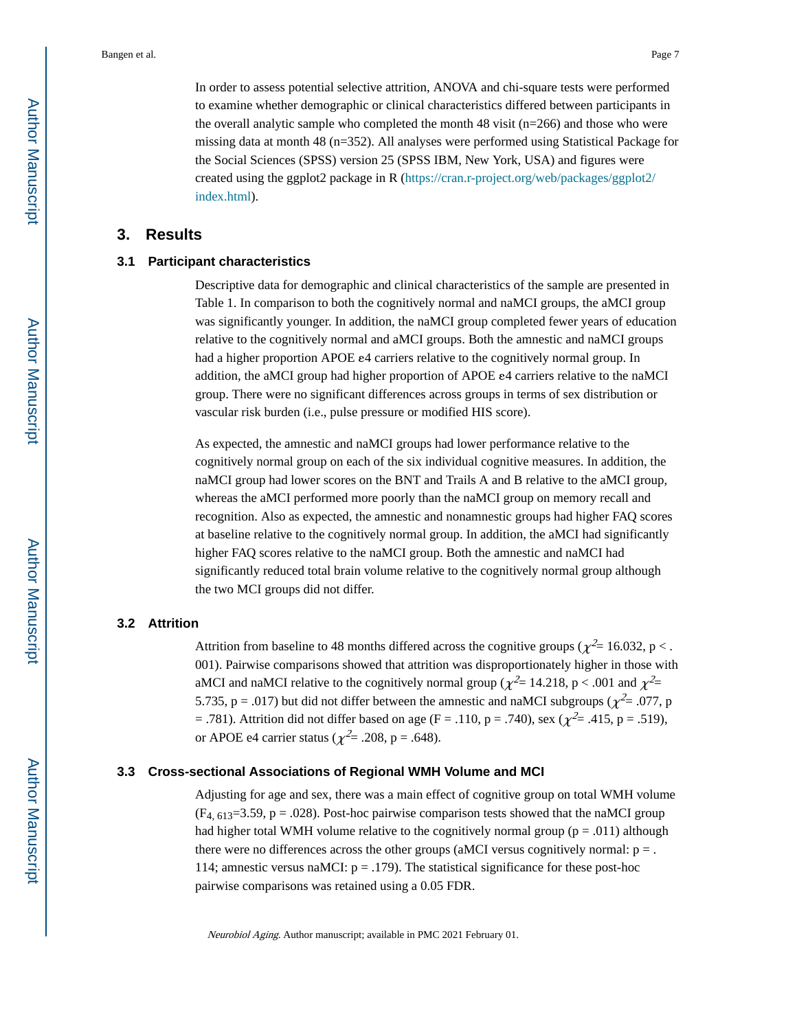In order to assess potential selective attrition, ANOVA and chi-square tests were performed to examine whether demographic or clinical characteristics differed between participants in the overall analytic sample who completed the month 48 visit (n=266) and those who were missing data at month 48 (n=352). All analyses were performed using Statistical Package for the Social Sciences (SPSS) version 25 (SPSS IBM, New York, USA) and figures were created using the ggplot2 package in R (https://cran.r-project.org/web/packages/ggplot2/index.html).

## 3. Results

### 3.1 Participant characteristics

Descriptive data for demographic and clinical characteristics of the sample are presented in Table 1. In comparison to both the cognitively normal and naMCI groups, the aMCI group was significantly younger. In addition, the naMCI group completed fewer years of education relative to the cognitively normal and aMCI groups. Both the amnestic and naMCI groups had a higher proportion APOE ε4 carriers relative to the cognitively normal group. In addition, the aMCI group had higher proportion of APOE ε4 carriers relative to the naMCI group. There were no significant differences across groups in terms of sex distribution or vascular risk burden (i.e., pulse pressure or modified HIS score).

As expected, the amnestic and naMCI groups had lower performance relative to the cognitively normal group on each of the six individual cognitive measures. In addition, the naMCI group had lower scores on the BNT and Trails A and B relative to the aMCI group, whereas the aMCI performed more poorly than the naMCI group on memory recall and recognition. Also as expected, the amnestic and nonamnestic groups had higher FAQ scores at baseline relative to the cognitively normal group. In addition, the aMCI had significantly higher FAQ scores relative to the naMCI group. Both the amnestic and naMCI had significantly reduced total brain volume relative to the cognitively normal group although the two MCI groups did not differ.

### 3.2 Attrition

Attrition from baseline to 48 months differed across the cognitive groups ($\chi^2$= 16.032, $p < .001$). Pairwise comparisons showed that attrition was disproportionately higher in those with aMCI and naMCI relative to the cognitively normal group ($\chi^2$= 14.218, $p < .001$ and $\chi^2$= 5.735, $p = .017$) but did not differ between the amnestic and naMCI subgroups ($\chi^2$= .077, $p = .781$). Attrition did not differ based on age ($F = .110$, $p = .740$), sex ($\chi^2$= .415, $p = .519$), or APOE e4 carrier status ($\chi^2$= .208, $p = .648$).

### 3.3 Cross-sectional Associations of Regional WMH Volume and MCI

Adjusting for age and sex, there was a main effect of cognitive group on total WMH volume ($F_{4, 613}$=3.59, $p = .028$). Post-hoc pairwise comparison tests showed that the naMCI group had higher total WMH volume relative to the cognitively normal group ($p = .011$) although there were no differences across the other groups (aMCI versus cognitively normal: $p = .114$; amnestic versus naMCI: $p = .179$). The statistical significance for these post-hoc pairwise comparisons was retained using a 0.05 FDR.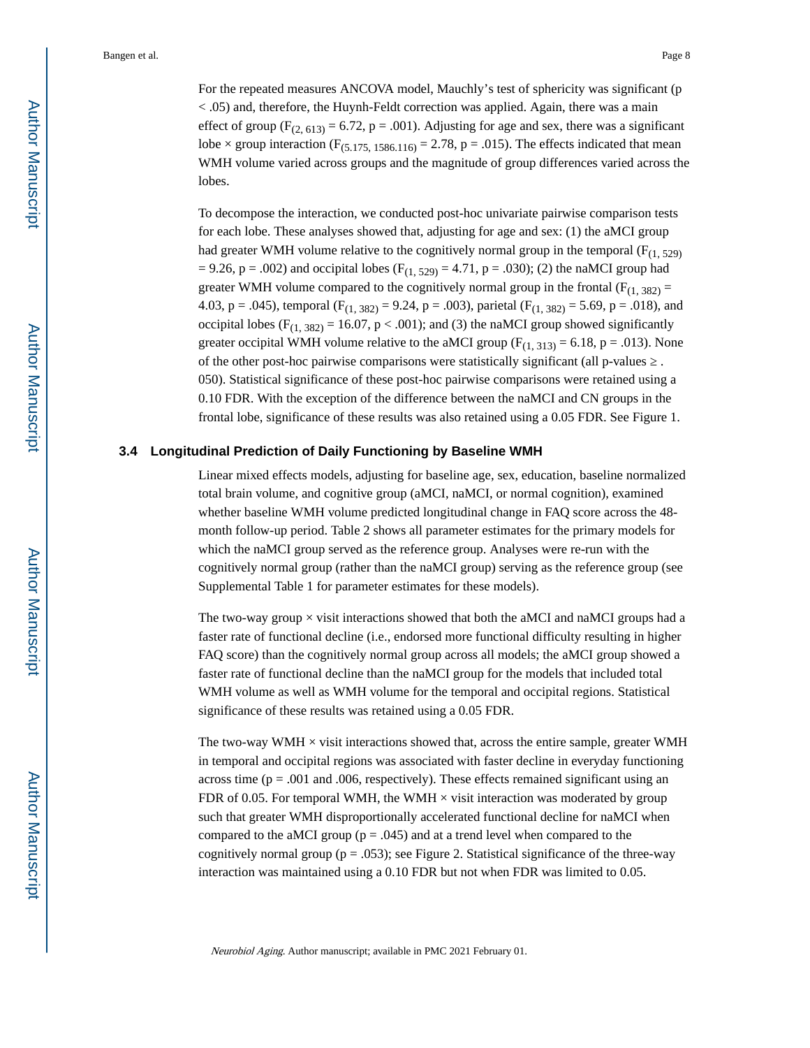For the repeated measures ANCOVA model, Mauchly's test of sphericity was significant ($p < .05$) and, therefore, the Huynh-Feldt correction was applied. Again, there was a main effect of group ($F_{(2, 613)} = 6.72$, $p = .001$). Adjusting for age and sex, there was a significant lobe × group interaction ($F_{(5.175, 1586.116)} = 2.78$, $p = .015$). The effects indicated that mean WMH volume varied across groups and the magnitude of group differences varied across the lobes.

To decompose the interaction, we conducted post-hoc univariate pairwise comparison tests for each lobe. These analyses showed that, adjusting for age and sex: (1) the aMCI group had greater WMH volume relative to the cognitively normal group in the temporal ($F_{(1, 529)} = 9.26$, $p = .002$) and occipital lobes ($F_{(1, 529)} = 4.71$, $p = .030$); (2) the naMCI group had greater WMH volume compared to the cognitively normal group in the frontal ($F_{(1, 382)} = 4.03$, $p = .045$), temporal ($F_{(1, 382)} = 9.24$, $p = .003$), parietal ($F_{(1, 382)} = 5.69$, $p = .018$), and occipital lobes ($F_{(1, 382)} = 16.07$, $p < .001$); and (3) the naMCI group showed significantly greater occipital WMH volume relative to the aMCI group ($F_{(1, 313)} = 6.18$, $p = .013$). None of the other post-hoc pairwise comparisons were statistically significant (all p-values ≥ .050). Statistical significance of these post-hoc pairwise comparisons were retained using a 0.10 FDR. With the exception of the difference between the naMCI and CN groups in the frontal lobe, significance of these results was also retained using a 0.05 FDR. See Figure 1.

### 3.4 Longitudinal Prediction of Daily Functioning by Baseline WMH

Linear mixed effects models, adjusting for baseline age, sex, education, baseline normalized total brain volume, and cognitive group (aMCI, naMCI, or normal cognition), examined whether baseline WMH volume predicted longitudinal change in FAQ score across the 48-month follow-up period. Table 2 shows all parameter estimates for the primary models for which the naMCI group served as the reference group. Analyses were re-run with the cognitively normal group (rather than the naMCI group) serving as the reference group (see Supplemental Table 1 for parameter estimates for these models).

The two-way group × visit interactions showed that both the aMCI and naMCI groups had a faster rate of functional decline (i.e., endorsed more functional difficulty resulting in higher FAQ score) than the cognitively normal group across all models; the aMCI group showed a faster rate of functional decline than the naMCI group for the models that included total WMH volume as well as WMH volume for the temporal and occipital regions. Statistical significance of these results was retained using a 0.05 FDR.

The two-way WMH × visit interactions showed that, across the entire sample, greater WMH in temporal and occipital regions was associated with faster decline in everyday functioning across time ($p = .001$ and $.006$, respectively). These effects remained significant using an FDR of 0.05. For temporal WMH, the WMH × visit interaction was moderated by group such that greater WMH disproportionally accelerated functional decline for naMCI when compared to the aMCI group ($p = .045$) and at a trend level when compared to the cognitively normal group ($p = .053$); see Figure 2. Statistical significance of the three-way interaction was maintained using a 0.10 FDR but not when FDR was limited to 0.05.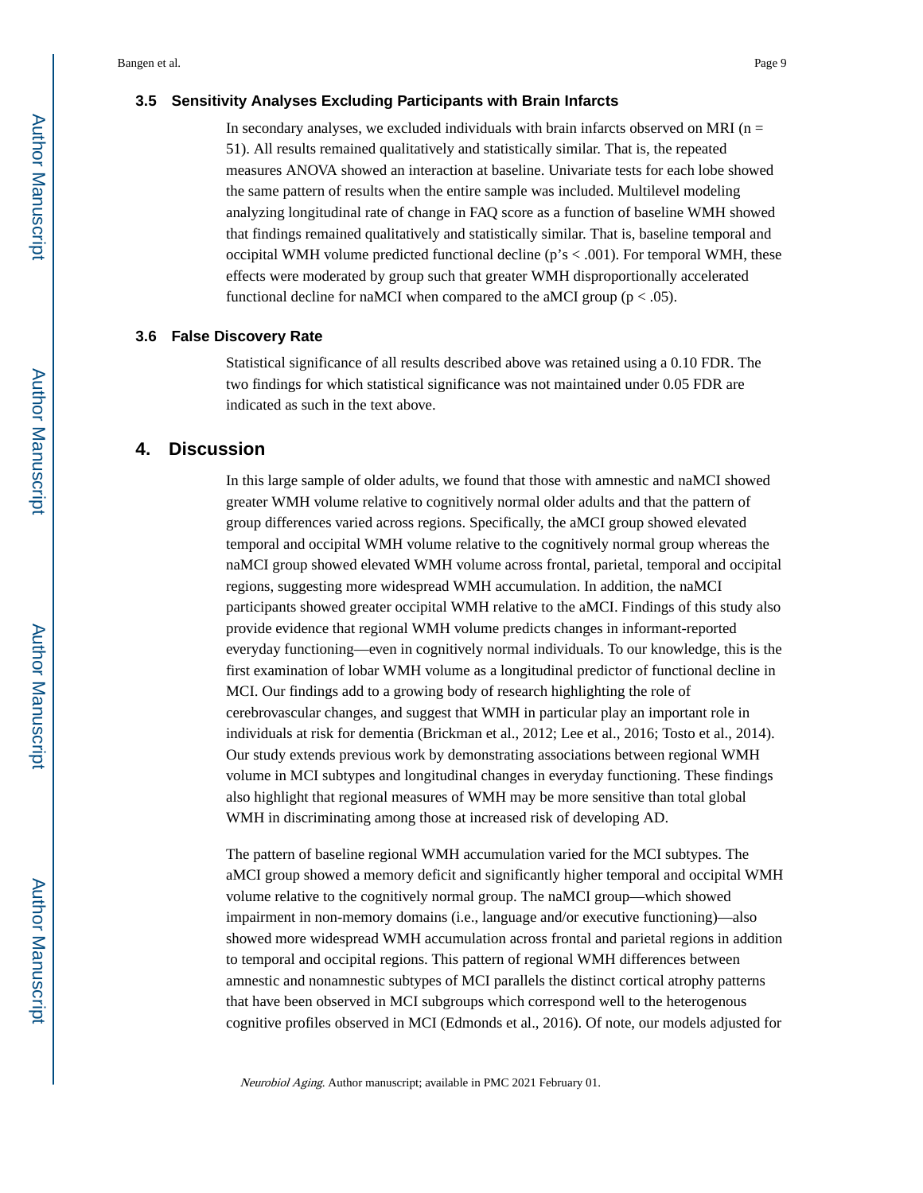### 3.5 Sensitivity Analyses Excluding Participants with Brain Infarcts

In secondary analyses, we excluded individuals with brain infarcts observed on MRI (n = 51). All results remained qualitatively and statistically similar. That is, the repeated measures ANOVA showed an interaction at baseline. Univariate tests for each lobe showed the same pattern of results when the entire sample was included. Multilevel modeling analyzing longitudinal rate of change in FAQ score as a function of baseline WMH showed that findings remained qualitatively and statistically similar. That is, baseline temporal and occipital WMH volume predicted functional decline (p's < .001). For temporal WMH, these effects were moderated by group such that greater WMH disproportionally accelerated functional decline for naMCI when compared to the aMCI group (p < .05).

### 3.6 False Discovery Rate

Statistical significance of all results described above was retained using a 0.10 FDR. The two findings for which statistical significance was not maintained under 0.05 FDR are indicated as such in the text above.

## 4. Discussion

In this large sample of older adults, we found that those with amnestic and naMCI showed greater WMH volume relative to cognitively normal older adults and that the pattern of group differences varied across regions. Specifically, the aMCI group showed elevated temporal and occipital WMH volume relative to the cognitively normal group whereas the naMCI group showed elevated WMH volume across frontal, parietal, temporal and occipital regions, suggesting more widespread WMH accumulation. In addition, the naMCI participants showed greater occipital WMH relative to the aMCI. Findings of this study also provide evidence that regional WMH volume predicts changes in informant-reported everyday functioning—even in cognitively normal individuals. To our knowledge, this is the first examination of lobar WMH volume as a longitudinal predictor of functional decline in MCI. Our findings add to a growing body of research highlighting the role of cerebrovascular changes, and suggest that WMH in particular play an important role in individuals at risk for dementia (Brickman et al., 2012; Lee et al., 2016; Tosto et al., 2014). Our study extends previous work by demonstrating associations between regional WMH volume in MCI subtypes and longitudinal changes in everyday functioning. These findings also highlight that regional measures of WMH may be more sensitive than total global WMH in discriminating among those at increased risk of developing AD.

The pattern of baseline regional WMH accumulation varied for the MCI subtypes. The aMCI group showed a memory deficit and significantly higher temporal and occipital WMH volume relative to the cognitively normal group. The naMCI group—which showed impairment in non-memory domains (i.e., language and/or executive functioning)—also showed more widespread WMH accumulation across frontal and parietal regions in addition to temporal and occipital regions. This pattern of regional WMH differences between amnestic and nonamnestic subtypes of MCI parallels the distinct cortical atrophy patterns that have been observed in MCI subgroups which correspond well to the heterogenous cognitive profiles observed in MCI (Edmonds et al., 2016). Of note, our models adjusted for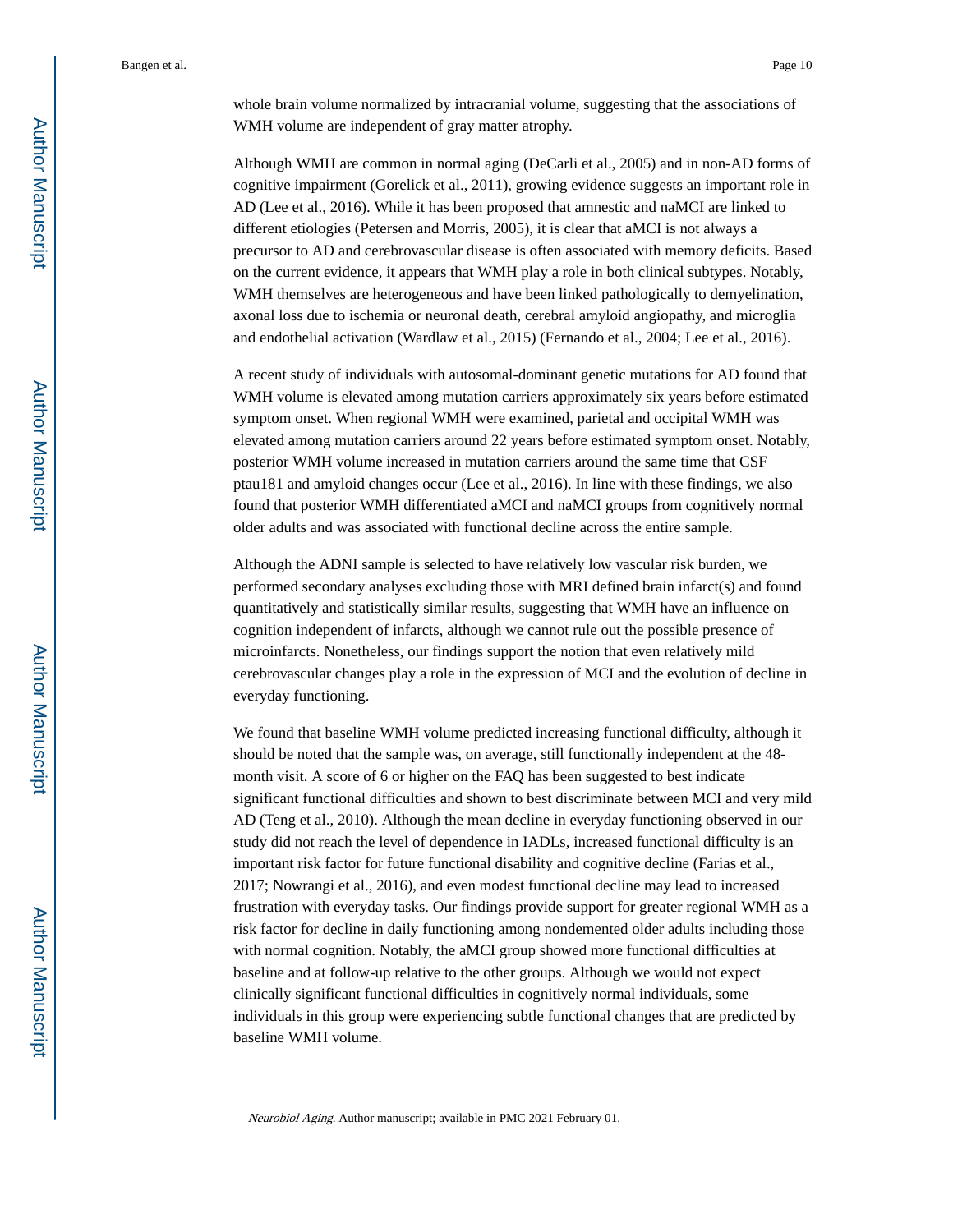whole brain volume normalized by intracranial volume, suggesting that the associations of WMH volume are independent of gray matter atrophy.

Although WMH are common in normal aging (DeCarli et al., 2005) and in non-AD forms of cognitive impairment (Gorelick et al., 2011), growing evidence suggests an important role in AD (Lee et al., 2016). While it has been proposed that amnestic and naMCI are linked to different etiologies (Petersen and Morris, 2005), it is clear that aMCI is not always a precursor to AD and cerebrovascular disease is often associated with memory deficits. Based on the current evidence, it appears that WMH play a role in both clinical subtypes. Notably, WMH themselves are heterogeneous and have been linked pathologically to demyelination, axonal loss due to ischemia or neuronal death, cerebral amyloid angiopathy, and microglia and endothelial activation (Wardlaw et al., 2015) (Fernando et al., 2004; Lee et al., 2016).

A recent study of individuals with autosomal-dominant genetic mutations for AD found that WMH volume is elevated among mutation carriers approximately six years before estimated symptom onset. When regional WMH were examined, parietal and occipital WMH was elevated among mutation carriers around 22 years before estimated symptom onset. Notably, posterior WMH volume increased in mutation carriers around the same time that CSF ptau181 and amyloid changes occur (Lee et al., 2016). In line with these findings, we also found that posterior WMH differentiated aMCI and naMCI groups from cognitively normal older adults and was associated with functional decline across the entire sample.

Although the ADNI sample is selected to have relatively low vascular risk burden, we performed secondary analyses excluding those with MRI defined brain infarct(s) and found quantitatively and statistically similar results, suggesting that WMH have an influence on cognition independent of infarcts, although we cannot rule out the possible presence of microinfarcts. Nonetheless, our findings support the notion that even relatively mild cerebrovascular changes play a role in the expression of MCI and the evolution of decline in everyday functioning.

We found that baseline WMH volume predicted increasing functional difficulty, although it should be noted that the sample was, on average, still functionally independent at the 48-month visit. A score of 6 or higher on the FAQ has been suggested to best indicate significant functional difficulties and shown to best discriminate between MCI and very mild AD (Teng et al., 2010). Although the mean decline in everyday functioning observed in our study did not reach the level of dependence in IADLs, increased functional difficulty is an important risk factor for future functional disability and cognitive decline (Farias et al., 2017; Nowrangi et al., 2016), and even modest functional decline may lead to increased frustration with everyday tasks. Our findings provide support for greater regional WMH as a risk factor for decline in daily functioning among nondemented older adults including those with normal cognition. Notably, the aMCI group showed more functional difficulties at baseline and at follow-up relative to the other groups. Although we would not expect clinically significant functional difficulties in cognitively normal individuals, some individuals in this group were experiencing subtle functional changes that are predicted by baseline WMH volume.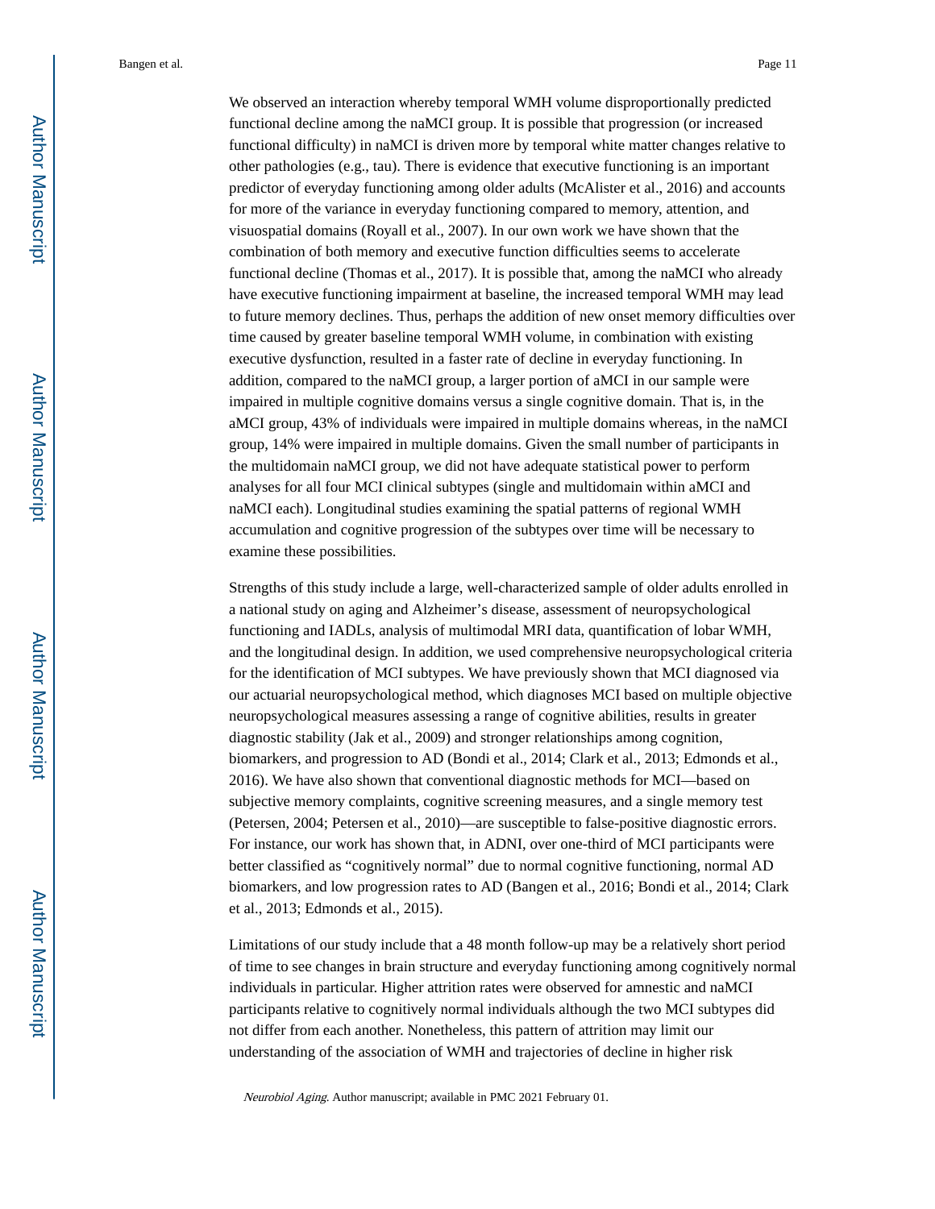We observed an interaction whereby temporal WMH volume disproportionally predicted functional decline among the naMCI group. It is possible that progression (or increased functional difficulty) in naMCI is driven more by temporal white matter changes relative to other pathologies (e.g., tau). There is evidence that executive functioning is an important predictor of everyday functioning among older adults (McAlister et al., 2016) and accounts for more of the variance in everyday functioning compared to memory, attention, and visuospatial domains (Royall et al., 2007). In our own work we have shown that the combination of both memory and executive function difficulties seems to accelerate functional decline (Thomas et al., 2017). It is possible that, among the naMCI who already have executive functioning impairment at baseline, the increased temporal WMH may lead to future memory declines. Thus, perhaps the addition of new onset memory difficulties over time caused by greater baseline temporal WMH volume, in combination with existing executive dysfunction, resulted in a faster rate of decline in everyday functioning. In addition, compared to the naMCI group, a larger portion of aMCI in our sample were impaired in multiple cognitive domains versus a single cognitive domain. That is, in the aMCI group, 43% of individuals were impaired in multiple domains whereas, in the naMCI group, 14% were impaired in multiple domains. Given the small number of participants in the multidomain naMCI group, we did not have adequate statistical power to perform analyses for all four MCI clinical subtypes (single and multidomain within aMCI and naMCI each). Longitudinal studies examining the spatial patterns of regional WMH accumulation and cognitive progression of the subtypes over time will be necessary to examine these possibilities.

Strengths of this study include a large, well-characterized sample of older adults enrolled in a national study on aging and Alzheimer's disease, assessment of neuropsychological functioning and IADLs, analysis of multimodal MRI data, quantification of lobar WMH, and the longitudinal design. In addition, we used comprehensive neuropsychological criteria for the identification of MCI subtypes. We have previously shown that MCI diagnosed via our actuarial neuropsychological method, which diagnoses MCI based on multiple objective neuropsychological measures assessing a range of cognitive abilities, results in greater diagnostic stability (Jak et al., 2009) and stronger relationships among cognition, biomarkers, and progression to AD (Bondi et al., 2014; Clark et al., 2013; Edmonds et al., 2016). We have also shown that conventional diagnostic methods for MCI—based on subjective memory complaints, cognitive screening measures, and a single memory test (Petersen, 2004; Petersen et al., 2010)—are susceptible to false-positive diagnostic errors. For instance, our work has shown that, in ADNI, over one-third of MCI participants were better classified as "cognitively normal" due to normal cognitive functioning, normal AD biomarkers, and low progression rates to AD (Bangen et al., 2016; Bondi et al., 2014; Clark et al., 2013; Edmonds et al., 2015).

Limitations of our study include that a 48 month follow-up may be a relatively short period of time to see changes in brain structure and everyday functioning among cognitively normal individuals in particular. Higher attrition rates were observed for amnestic and naMCI participants relative to cognitively normal individuals although the two MCI subtypes did not differ from each another. Nonetheless, this pattern of attrition may limit our understanding of the association of WMH and trajectories of decline in higher risk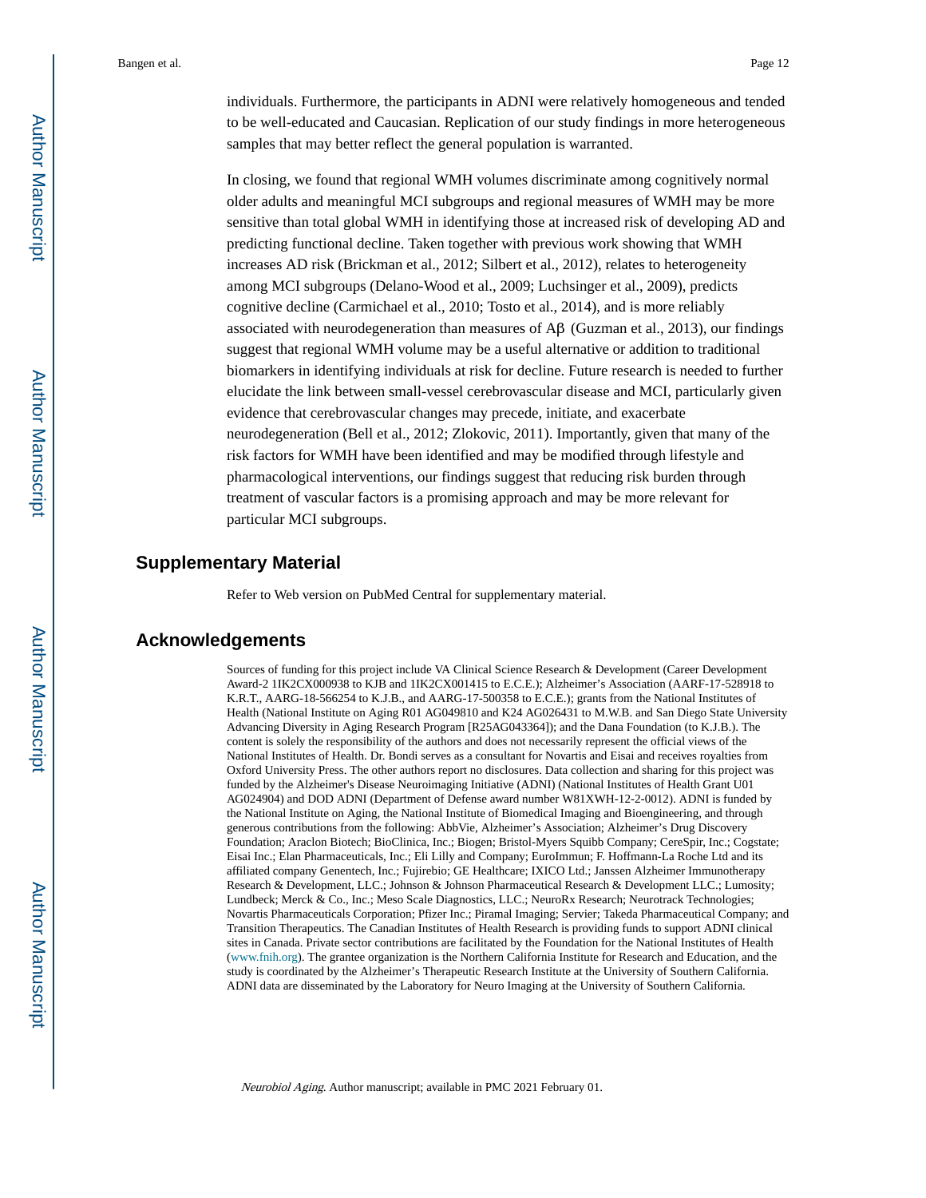individuals. Furthermore, the participants in ADNI were relatively homogeneous and tended to be well-educated and Caucasian. Replication of our study findings in more heterogeneous samples that may better reflect the general population is warranted.

In closing, we found that regional WMH volumes discriminate among cognitively normal older adults and meaningful MCI subgroups and regional measures of WMH may be more sensitive than total global WMH in identifying those at increased risk of developing AD and predicting functional decline. Taken together with previous work showing that WMH increases AD risk (Brickman et al., 2012; Silbert et al., 2012), relates to heterogeneity among MCI subgroups (Delano-Wood et al., 2009; Luchsinger et al., 2009), predicts cognitive decline (Carmichael et al., 2010; Tosto et al., 2014), and is more reliably associated with neurodegeneration than measures of Aβ (Guzman et al., 2013), our findings suggest that regional WMH volume may be a useful alternative or addition to traditional biomarkers in identifying individuals at risk for decline. Future research is needed to further elucidate the link between small-vessel cerebrovascular disease and MCI, particularly given evidence that cerebrovascular changes may precede, initiate, and exacerbate neurodegeneration (Bell et al., 2012; Zlokovic, 2011). Importantly, given that many of the risk factors for WMH have been identified and may be modified through lifestyle and pharmacological interventions, our findings suggest that reducing risk burden through treatment of vascular factors is a promising approach and may be more relevant for particular MCI subgroups.

## Supplementary Material

Refer to Web version on PubMed Central for supplementary material.

## Acknowledgements

Sources of funding for this project include VA Clinical Science Research & Development (Career Development Award-2 1IK2CX000938 to KJB and 1IK2CX001415 to E.C.E.); Alzheimer's Association (AARF-17-528918 to K.R.T., AARG-18-566254 to K.J.B., and AARG-17-500358 to E.C.E.); grants from the National Institutes of Health (National Institute on Aging R01 AG049810 and K24 AG026431 to M.W.B. and San Diego State University Advancing Diversity in Aging Research Program [R25AG043364]); and the Dana Foundation (to K.J.B.). The content is solely the responsibility of the authors and does not necessarily represent the official views of the National Institutes of Health. Dr. Bondi serves as a consultant for Novartis and Eisai and receives royalties from Oxford University Press. The other authors report no disclosures. Data collection and sharing for this project was funded by the Alzheimer's Disease Neuroimaging Initiative (ADNI) (National Institutes of Health Grant U01 AG024904) and DOD ADNI (Department of Defense award number W81XWH-12-2-0012). ADNI is funded by the National Institute on Aging, the National Institute of Biomedical Imaging and Bioengineering, and through generous contributions from the following: AbbVie, Alzheimer's Association; Alzheimer's Drug Discovery Foundation; Araclon Biotech; BioClinica, Inc.; Biogen; Bristol-Myers Squibb Company; CereSpir, Inc.; Cogstate; Eisai Inc.; Elan Pharmaceuticals, Inc.; Eli Lilly and Company; EuroImmun; F. Hoffmann-La Roche Ltd and its affiliated company Genentech, Inc.; Fujirebio; GE Healthcare; IXICO Ltd.; Janssen Alzheimer Immunotherapy Research & Development, LLC.; Johnson & Johnson Pharmaceutical Research & Development LLC.; Lumosity; Lundbeck; Merck & Co., Inc.; Meso Scale Diagnostics, LLC.; NeuroRx Research; Neurotrack Technologies; Novartis Pharmaceuticals Corporation; Pfizer Inc.; Piramal Imaging; Servier; Takeda Pharmaceutical Company; and Transition Therapeutics. The Canadian Institutes of Health Research is providing funds to support ADNI clinical sites in Canada. Private sector contributions are facilitated by the Foundation for the National Institutes of Health (www.fnih.org). The grantee organization is the Northern California Institute for Research and Education, and the study is coordinated by the Alzheimer's Therapeutic Research Institute at the University of Southern California. ADNI data are disseminated by the Laboratory for Neuro Imaging at the University of Southern California.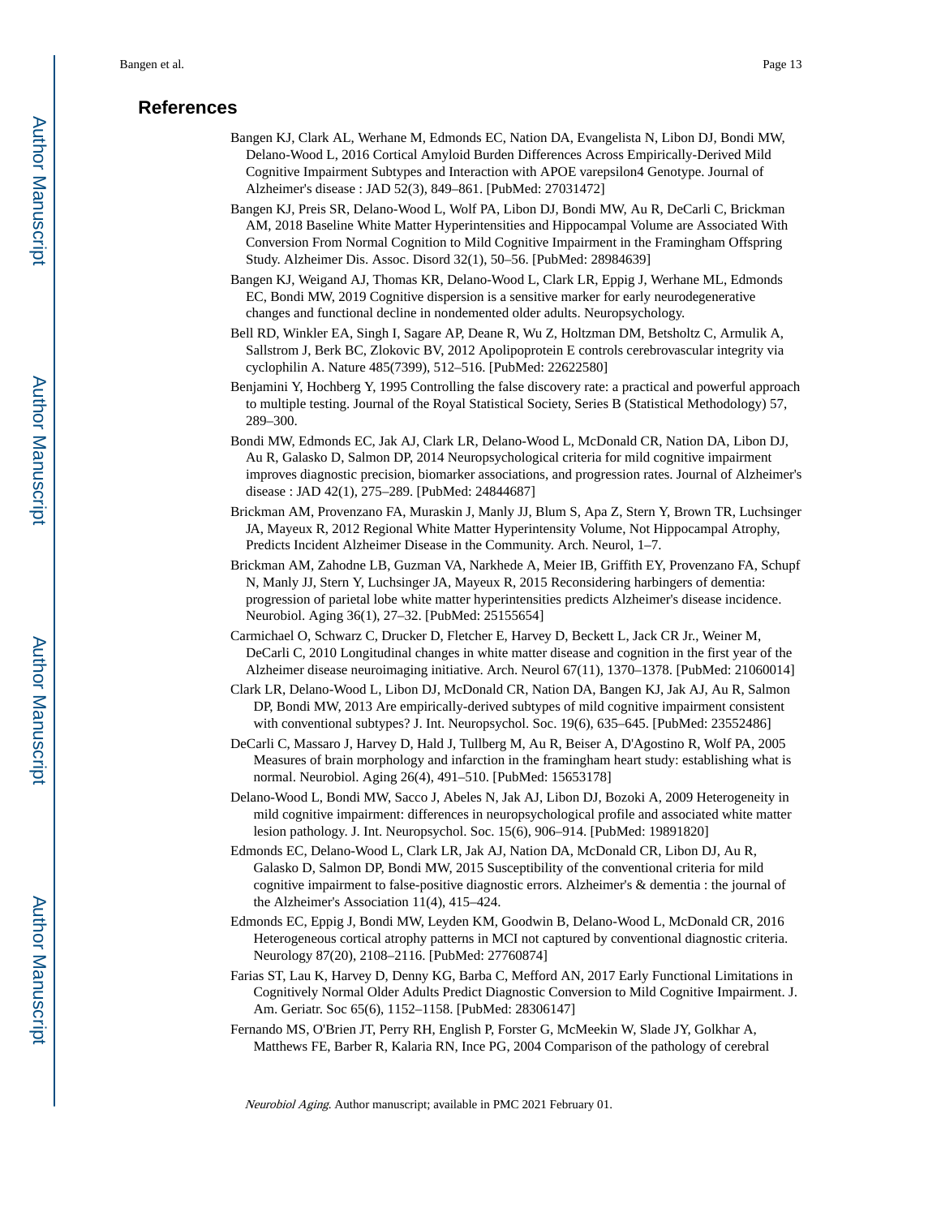## References

Bangen KJ, Clark AL, Werhane M, Edmonds EC, Nation DA, Evangelista N, Libon DJ, Bondi MW, Delano-Wood L, 2016 Cortical Amyloid Burden Differences Across Empirically-Derived Mild Cognitive Impairment Subtypes and Interaction with APOE varepsilon4 Genotype. Journal of Alzheimer's disease : JAD 52(3), 849–861. [PubMed: 27031472]

Bangen KJ, Preis SR, Delano-Wood L, Wolf PA, Libon DJ, Bondi MW, Au R, DeCarli C, Brickman AM, 2018 Baseline White Matter Hyperintensities and Hippocampal Volume are Associated With Conversion From Normal Cognition to Mild Cognitive Impairment in the Framingham Offspring Study. Alzheimer Dis. Assoc. Disord 32(1), 50–56. [PubMed: 28984639]

Bangen KJ, Weigand AJ, Thomas KR, Delano-Wood L, Clark LR, Eppig J, Werhane ML, Edmonds EC, Bondi MW, 2019 Cognitive dispersion is a sensitive marker for early neurodegenerative changes and functional decline in nondemented older adults. Neuropsychology.

Bell RD, Winkler EA, Singh I, Sagare AP, Deane R, Wu Z, Holtzman DM, Betsholtz C, Armulik A, Sallstrom J, Berk BC, Zlokovic BV, 2012 Apolipoprotein E controls cerebrovascular integrity via cyclophilin A. Nature 485(7399), 512–516. [PubMed: 22622580]

Benjamini Y, Hochberg Y, 1995 Controlling the false discovery rate: a practical and powerful approach to multiple testing. Journal of the Royal Statistical Society, Series B (Statistical Methodology) 57, 289–300.

Bondi MW, Edmonds EC, Jak AJ, Clark LR, Delano-Wood L, McDonald CR, Nation DA, Libon DJ, Au R, Galasko D, Salmon DP, 2014 Neuropsychological criteria for mild cognitive impairment improves diagnostic precision, biomarker associations, and progression rates. Journal of Alzheimer's disease : JAD 42(1), 275–289. [PubMed: 24844687]

Brickman AM, Provenzano FA, Muraskin J, Manly JJ, Blum S, Apa Z, Stern Y, Brown TR, Luchsinger JA, Mayeux R, 2012 Regional White Matter Hyperintensity Volume, Not Hippocampal Atrophy, Predicts Incident Alzheimer Disease in the Community. Arch. Neurol, 1–7.

Brickman AM, Zahodne LB, Guzman VA, Narkhede A, Meier IB, Griffith EY, Provenzano FA, Schupf N, Manly JJ, Stern Y, Luchsinger JA, Mayeux R, 2015 Reconsidering harbingers of dementia: progression of parietal lobe white matter hyperintensities predicts Alzheimer's disease incidence. Neurobiol. Aging 36(1), 27–32. [PubMed: 25155654]

Carmichael O, Schwarz C, Drucker D, Fletcher E, Harvey D, Beckett L, Jack CR Jr., Weiner M, DeCarli C, 2010 Longitudinal changes in white matter disease and cognition in the first year of the Alzheimer disease neuroimaging initiative. Arch. Neurol 67(11), 1370–1378. [PubMed: 21060014]

Clark LR, Delano-Wood L, Libon DJ, McDonald CR, Nation DA, Bangen KJ, Jak AJ, Au R, Salmon DP, Bondi MW, 2013 Are empirically-derived subtypes of mild cognitive impairment consistent with conventional subtypes? J. Int. Neuropsychol. Soc. 19(6), 635–645. [PubMed: 23552486]

DeCarli C, Massaro J, Harvey D, Hald J, Tullberg M, Au R, Beiser A, D'Agostino R, Wolf PA, 2005 Measures of brain morphology and infarction in the framingham heart study: establishing what is normal. Neurobiol. Aging 26(4), 491–510. [PubMed: 15653178]

Delano-Wood L, Bondi MW, Sacco J, Abeles N, Jak AJ, Libon DJ, Bozoki A, 2009 Heterogeneity in mild cognitive impairment: differences in neuropsychological profile and associated white matter lesion pathology. J. Int. Neuropsychol. Soc. 15(6), 906–914. [PubMed: 19891820]

Edmonds EC, Delano-Wood L, Clark LR, Jak AJ, Nation DA, McDonald CR, Libon DJ, Au R, Galasko D, Salmon DP, Bondi MW, 2015 Susceptibility of the conventional criteria for mild cognitive impairment to false-positive diagnostic errors. Alzheimer's & dementia : the journal of the Alzheimer's Association 11(4), 415–424.

Edmonds EC, Eppig J, Bondi MW, Leyden KM, Goodwin B, Delano-Wood L, McDonald CR, 2016 Heterogeneous cortical atrophy patterns in MCI not captured by conventional diagnostic criteria. Neurology 87(20), 2108–2116. [PubMed: 27760874]

Farias ST, Lau K, Harvey D, Denny KG, Barba C, Mefford AN, 2017 Early Functional Limitations in Cognitively Normal Older Adults Predict Diagnostic Conversion to Mild Cognitive Impairment. J. Am. Geriatr. Soc 65(6), 1152–1158. [PubMed: 28306147]

Fernando MS, O'Brien JT, Perry RH, English P, Forster G, McMeekin W, Slade JY, Golkhar A, Matthews FE, Barber R, Kalaria RN, Ince PG, 2004 Comparison of the pathology of cerebral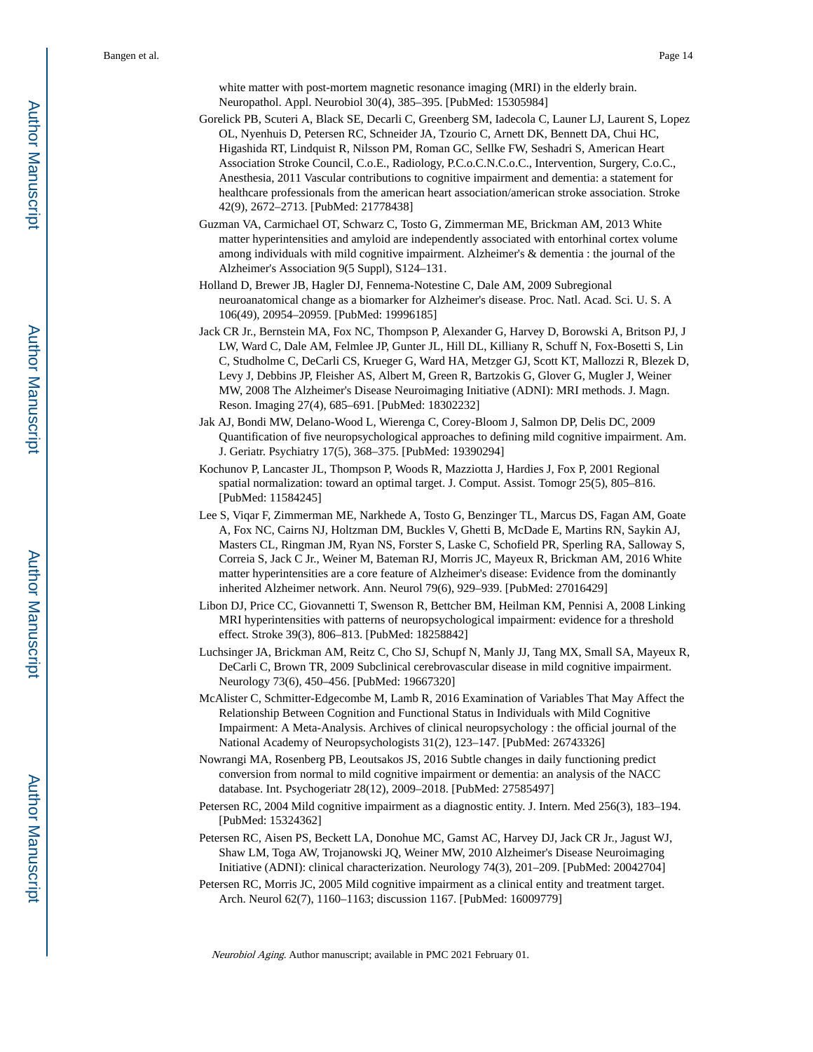white matter with post-mortem magnetic resonance imaging (MRI) in the elderly brain. Neuropathol. Appl. Neurobiol 30(4), 385–395. [PubMed: 15305984]

Gorelick PB, Scuteri A, Black SE, Decarli C, Greenberg SM, Iadecola C, Launer LJ, Laurent S, Lopez OL, Nyenhuis D, Petersen RC, Schneider JA, Tzourio C, Arnett DK, Bennett DA, Chui HC, Higashida RT, Lindquist R, Nilsson PM, Roman GC, Sellke FW, Seshadri S, American Heart Association Stroke Council, C.o.E., Radiology, P.C.o.C.N.C.o.C., Intervention, Surgery, C.o.C., Anesthesia, 2011 Vascular contributions to cognitive impairment and dementia: a statement for healthcare professionals from the american heart association/american stroke association. Stroke 42(9), 2672–2713. [PubMed: 21778438]

Guzman VA, Carmichael OT, Schwarz C, Tosto G, Zimmerman ME, Brickman AM, 2013 White matter hyperintensities and amyloid are independently associated with entorhinal cortex volume among individuals with mild cognitive impairment. Alzheimer's & dementia : the journal of the Alzheimer's Association 9(5 Suppl), S124–131.

Holland D, Brewer JB, Hagler DJ, Fennema-Notestine C, Dale AM, 2009 Subregional neuroanatomical change as a biomarker for Alzheimer's disease. Proc. Natl. Acad. Sci. U. S. A 106(49), 20954–20959. [PubMed: 19996185]

Jack CR Jr., Bernstein MA, Fox NC, Thompson P, Alexander G, Harvey D, Borowski A, Britson PJ, J LW, Ward C, Dale AM, Felmlee JP, Gunter JL, Hill DL, Killiany R, Schuff N, Fox-Bosetti S, Lin C, Studholme C, DeCarli CS, Krueger G, Ward HA, Metzger GJ, Scott KT, Mallozzi R, Blezek D, Levy J, Debbins JP, Fleisher AS, Albert M, Green R, Bartzokis G, Glover G, Mugler J, Weiner MW, 2008 The Alzheimer's Disease Neuroimaging Initiative (ADNI): MRI methods. J. Magn. Reson. Imaging 27(4), 685–691. [PubMed: 18302232]

Jak AJ, Bondi MW, Delano-Wood L, Wierenga C, Corey-Bloom J, Salmon DP, Delis DC, 2009 Quantification of five neuropsychological approaches to defining mild cognitive impairment. Am. J. Geriatr. Psychiatry 17(5), 368–375. [PubMed: 19390294]

Kochunov P, Lancaster JL, Thompson P, Woods R, Mazziotta J, Hardies J, Fox P, 2001 Regional spatial normalization: toward an optimal target. J. Comput. Assist. Tomogr 25(5), 805–816. [PubMed: 11584245]

Lee S, Viqar F, Zimmerman ME, Narkhede A, Tosto G, Benzinger TL, Marcus DS, Fagan AM, Goate A, Fox NC, Cairns NJ, Holtzman DM, Buckles V, Ghetti B, McDade E, Martins RN, Saykin AJ, Masters CL, Ringman JM, Ryan NS, Forster S, Laske C, Schofield PR, Sperling RA, Salloway S, Correia S, Jack C Jr., Weiner M, Bateman RJ, Morris JC, Mayeux R, Brickman AM, 2016 White matter hyperintensities are a core feature of Alzheimer's disease: Evidence from the dominantly inherited Alzheimer network. Ann. Neurol 79(6), 929–939. [PubMed: 27016429]

Libon DJ, Price CC, Giovannetti T, Swenson R, Bettcher BM, Heilman KM, Pennisi A, 2008 Linking MRI hyperintensities with patterns of neuropsychological impairment: evidence for a threshold effect. Stroke 39(3), 806–813. [PubMed: 18258842]

Luchsinger JA, Brickman AM, Reitz C, Cho SJ, Schupf N, Manly JJ, Tang MX, Small SA, Mayeux R, DeCarli C, Brown TR, 2009 Subclinical cerebrovascular disease in mild cognitive impairment. Neurology 73(6), 450–456. [PubMed: 19667320]

McAlister C, Schmitter-Edgecombe M, Lamb R, 2016 Examination of Variables That May Affect the Relationship Between Cognition and Functional Status in Individuals with Mild Cognitive Impairment: A Meta-Analysis. Archives of clinical neuropsychology : the official journal of the National Academy of Neuropsychologists 31(2), 123–147. [PubMed: 26743326]

Nowrangi MA, Rosenberg PB, Leoutsakos JS, 2016 Subtle changes in daily functioning predict conversion from normal to mild cognitive impairment or dementia: an analysis of the NACC database. Int. Psychogeriatr 28(12), 2009–2018. [PubMed: 27585497]

Petersen RC, 2004 Mild cognitive impairment as a diagnostic entity. J. Intern. Med 256(3), 183–194. [PubMed: 15324362]

Petersen RC, Aisen PS, Beckett LA, Donohue MC, Gamst AC, Harvey DJ, Jack CR Jr., Jagust WJ, Shaw LM, Toga AW, Trojanowski JQ, Weiner MW, 2010 Alzheimer's Disease Neuroimaging Initiative (ADNI): clinical characterization. Neurology 74(3), 201–209. [PubMed: 20042704]

Petersen RC, Morris JC, 2005 Mild cognitive impairment as a clinical entity and treatment target. Arch. Neurol 62(7), 1160–1163; discussion 1167. [PubMed: 16009779]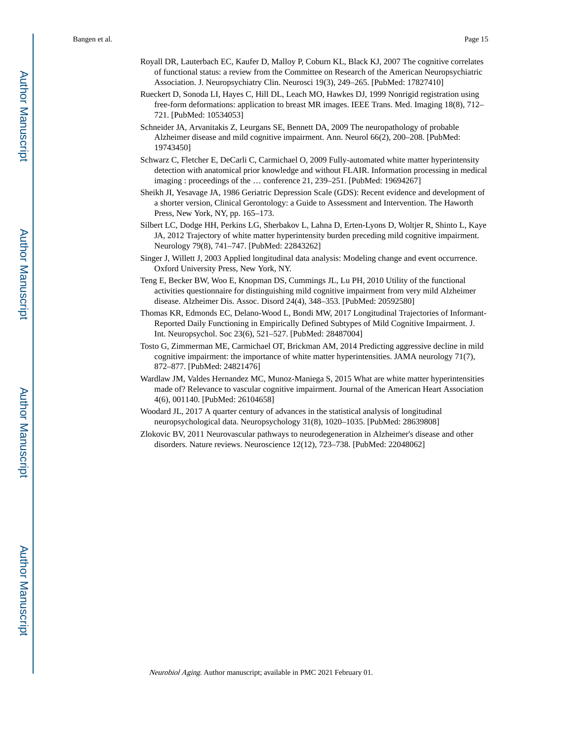Royall DR, Lauterbach EC, Kaufer D, Malloy P, Coburn KL, Black KJ, 2007 The cognitive correlates of functional status: a review from the Committee on Research of the American Neuropsychiatric Association. J. Neuropsychiatry Clin. Neurosci 19(3), 249–265. [PubMed: 17827410]

Rueckert D, Sonoda LI, Hayes C, Hill DL, Leach MO, Hawkes DJ, 1999 Nonrigid registration using free-form deformations: application to breast MR images. IEEE Trans. Med. Imaging 18(8), 712–721. [PubMed: 10534053]

Schneider JA, Arvanitakis Z, Leurgans SE, Bennett DA, 2009 The neuropathology of probable Alzheimer disease and mild cognitive impairment. Ann. Neurol 66(2), 200–208. [PubMed: 19743450]

Schwarz C, Fletcher E, DeCarli C, Carmichael O, 2009 Fully-automated white matter hyperintensity detection with anatomical prior knowledge and without FLAIR. Information processing in medical imaging : proceedings of the … conference 21, 239–251. [PubMed: 19694267]

Sheikh JI, Yesavage JA, 1986 Geriatric Depression Scale (GDS): Recent evidence and development of a shorter version, Clinical Gerontology: a Guide to Assessment and Intervention. The Haworth Press, New York, NY, pp. 165–173.

Silbert LC, Dodge HH, Perkins LG, Sherbakov L, Lahna D, Erten-Lyons D, Woltjer R, Shinto L, Kaye JA, 2012 Trajectory of white matter hyperintensity burden preceding mild cognitive impairment. Neurology 79(8), 741–747. [PubMed: 22843262]

Singer J, Willett J, 2003 Applied longitudinal data analysis: Modeling change and event occurrence. Oxford University Press, New York, NY.

Teng E, Becker BW, Woo E, Knopman DS, Cummings JL, Lu PH, 2010 Utility of the functional activities questionnaire for distinguishing mild cognitive impairment from very mild Alzheimer disease. Alzheimer Dis. Assoc. Disord 24(4), 348–353. [PubMed: 20592580]

Thomas KR, Edmonds EC, Delano-Wood L, Bondi MW, 2017 Longitudinal Trajectories of Informant-Reported Daily Functioning in Empirically Defined Subtypes of Mild Cognitive Impairment. J. Int. Neuropsychol. Soc 23(6), 521–527. [PubMed: 28487004]

Tosto G, Zimmerman ME, Carmichael OT, Brickman AM, 2014 Predicting aggressive decline in mild cognitive impairment: the importance of white matter hyperintensities. JAMA neurology 71(7), 872–877. [PubMed: 24821476]

Wardlaw JM, Valdes Hernandez MC, Munoz-Maniega S, 2015 What are white matter hyperintensities made of? Relevance to vascular cognitive impairment. Journal of the American Heart Association 4(6), 001140. [PubMed: 26104658]

Woodard JL, 2017 A quarter century of advances in the statistical analysis of longitudinal neuropsychological data. Neuropsychology 31(8), 1020–1035. [PubMed: 28639808]

Zlokovic BV, 2011 Neurovascular pathways to neurodegeneration in Alzheimer's disease and other disorders. Nature reviews. Neuroscience 12(12), 723–738. [PubMed: 22048062]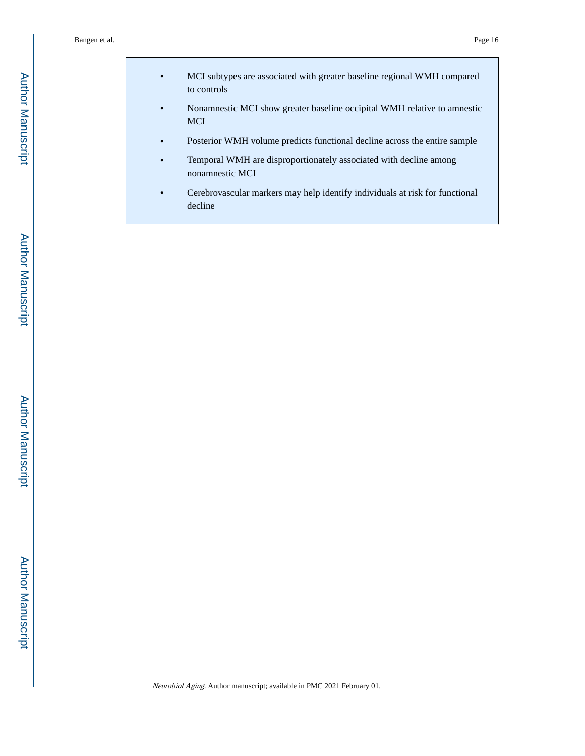- MCI subtypes are associated with greater baseline regional WMH compared to controls
- Nonamnestic MCI show greater baseline occipital WMH relative to amnestic MCI
- Posterior WMH volume predicts functional decline across the entire sample
- Temporal WMH are disproportionately associated with decline among nonamnestic MCI
- Cerebrovascular markers may help identify individuals at risk for functional decline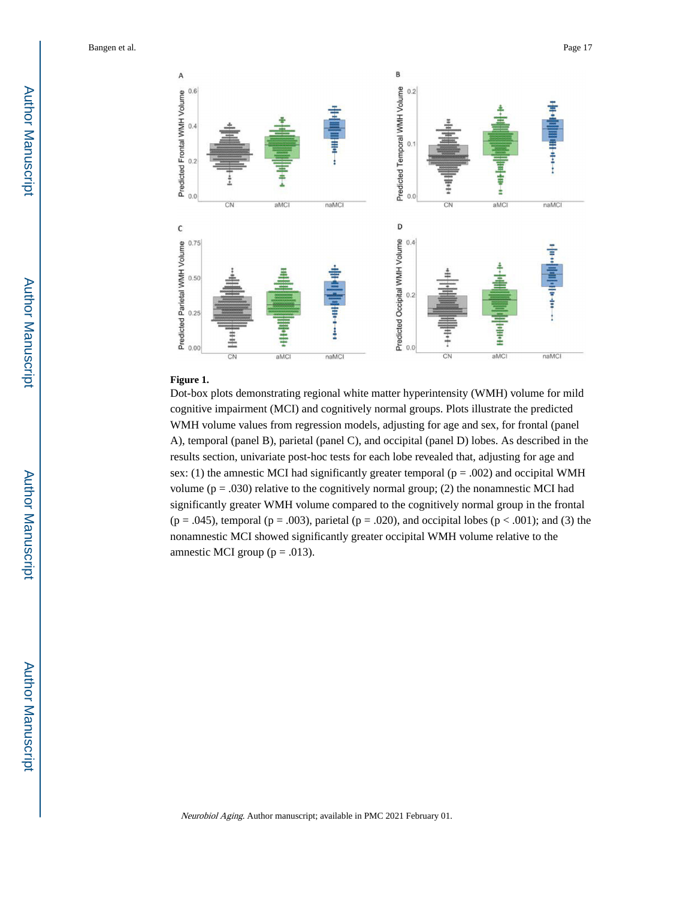**Figure 1.**

Dot-box plots demonstrating regional white matter hyperintensity (WMH) volume for mild cognitive impairment (MCI) and cognitively normal groups. Plots illustrate the predicted WMH volume values from regression models, adjusting for age and sex, for frontal (panel A), temporal (panel B), parietal (panel C), and occipital (panel D) lobes. As described in the results section, univariate post-hoc tests for each lobe revealed that, adjusting for age and sex: (1) the amnestic MCI had significantly greater temporal ($p = .002$) and occipital WMH volume ($p = .030$) relative to the cognitively normal group; (2) the nonamnestic MCI had significantly greater WMH volume compared to the cognitively normal group in the frontal ($p = .045$), temporal ($p = .003$), parietal ($p = .020$), and occipital lobes ($p < .001$); and (3) the nonamnestic MCI showed significantly greater occipital WMH volume relative to the amnestic MCI group ($p = .013$).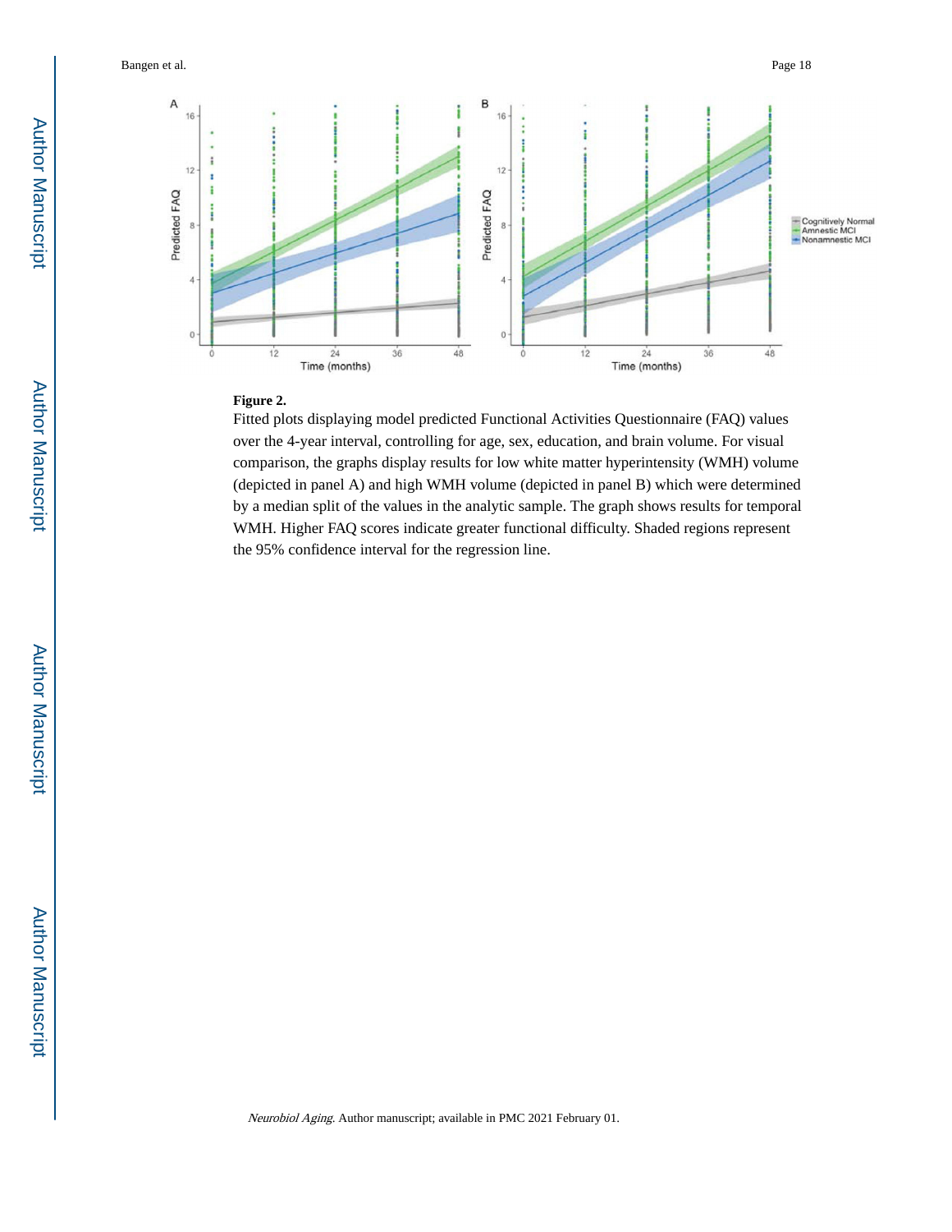**Figure 2.**

Fitted plots displaying model predicted Functional Activities Questionnaire (FAQ) values over the 4-year interval, controlling for age, sex, education, and brain volume. For visual comparison, the graphs display results for low white matter hyperintensity (WMH) volume (depicted in panel A) and high WMH volume (depicted in panel B) which were determined by a median split of the values in the analytic sample. The graph shows results for temporal WMH. Higher FAQ scores indicate greater functional difficulty. Shaded regions represent the 95% confidence interval for the regression line.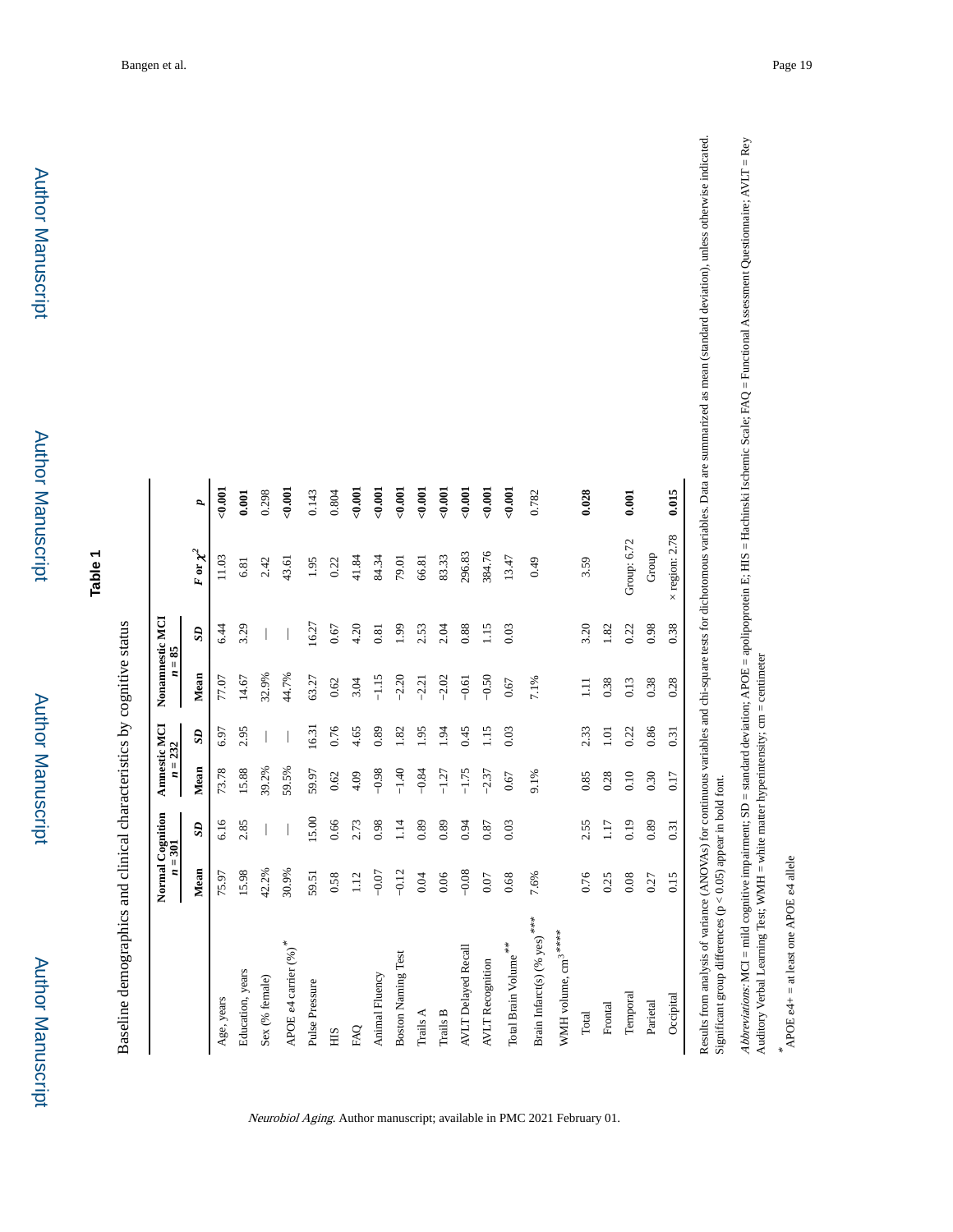# Table 1

Baseline demographics and clinical characteristics by cognitive status

| | Normal Cognition $n = 301$ | | Amnestic MCI $n = 232$ | | Nonamnestic MCI $n = 85$ | | | |
|---|---|---|---|---|---|---|---|---|
| | **Mean** | ***SD*** | **Mean** | ***SD*** | **Mean** | ***SD*** | ***F* or $\chi^2$** | ***p*** |
| Age, years | 75.97 | 6.16 | 73.78 | 6.97 | 77.07 | 6.44 | 11.03 | **<0.001** |
| Education, years | 15.98 | 2.85 | 15.88 | 2.95 | 14.67 | 3.29 | 6.81 | **0.001** |
| Sex (% female) | 42.2% | — | 39.2% | — | 32.9% | — | 2.42 | 0.298 |
| APOE ε4 carrier (%)* | 30.9% | — | 59.5% | — | 44.7% | — | 43.61 | **<0.001** |
| Pulse Pressure | 59.51 | 15.00 | 59.97 | 16.31 | 63.27 | 16.27 | 1.95 | 0.143 |
| HIS | 0.58 | 0.66 | 0.62 | 0.76 | 0.62 | 0.67 | 0.22 | 0.804 |
| FAQ | 1.12 | 2.73 | 4.09 | 4.65 | 3.04 | 4.20 | 41.84 | **<0.001** |
| Animal Fluency | −0.07 | 0.98 | −0.98 | 0.89 | −1.15 | 0.81 | 84.34 | **<0.001** |
| Boston Naming Test | −0.12 | 1.14 | −1.40 | 1.82 | −2.20 | 1.99 | 79.01 | **<0.001** |
| Trails A | 0.04 | 0.89 | −0.84 | 1.95 | −2.21 | 2.53 | 66.81 | **<0.001** |
| Trails B | 0.06 | 0.89 | −1.27 | 1.94 | −2.02 | 2.04 | 83.33 | **<0.001** |
| AVLT Delayed Recall | −0.08 | 0.94 | −1.75 | 0.45 | −0.61 | 0.88 | 296.83 | **<0.001** |
| AVLT Recognition | 0.07 | 0.87 | −2.37 | 1.15 | −0.50 | 1.15 | 384.76 | **<0.001** |
| Total Brain Volume** | 0.68 | 0.03 | 0.67 | 0.03 | 0.67 | 0.03 | 13.47 | **<0.001** |
| Brain Infarct(s) (% yes)*** | 7.6% | | 9.1% | | 7.1% | | 0.49 | 0.782 |
| WMH volume, $cm^3$**** | | | | | | | | |
| Total | 0.76 | 2.55 | 0.85 | 2.33 | 1.11 | 3.20 | 3.59 | **0.028** |
| Frontal | 0.25 | 1.17 | 0.28 | 1.01 | 0.38 | 1.82 | | |
| Temporal | 0.08 | 0.19 | 0.10 | 0.22 | 0.13 | 0.22 | Group: 6.72 | **0.001** |
| Parietal | 0.27 | 0.89 | 0.30 | 0.86 | 0.38 | 0.98 | Group | |
| Occipital | 0.15 | 0.31 | 0.17 | 0.31 | 0.28 | 0.38 | × region: 2.78 | **0.015** |

Results from analysis of variance (ANOVAs) for continuous variables and chi-square tests for dichotomous variables. Data are summarized as mean (standard deviation), unless otherwise indicated. Significant group differences (p < 0.05) appear in bold font.

*Abbreviations*: MCI = mild cognitive impairment; SD = standard deviation; APOE = apolipoprotein E; HIS = Hachinski Ischemic Scale; FAQ = Functional Assessment Questionnaire; AVLT = Rey Auditory Verbal Learning Test; WMH = white matter hyperintensity; cm = centimeter

*APOE ε4+ = at least one APOE ε4 allele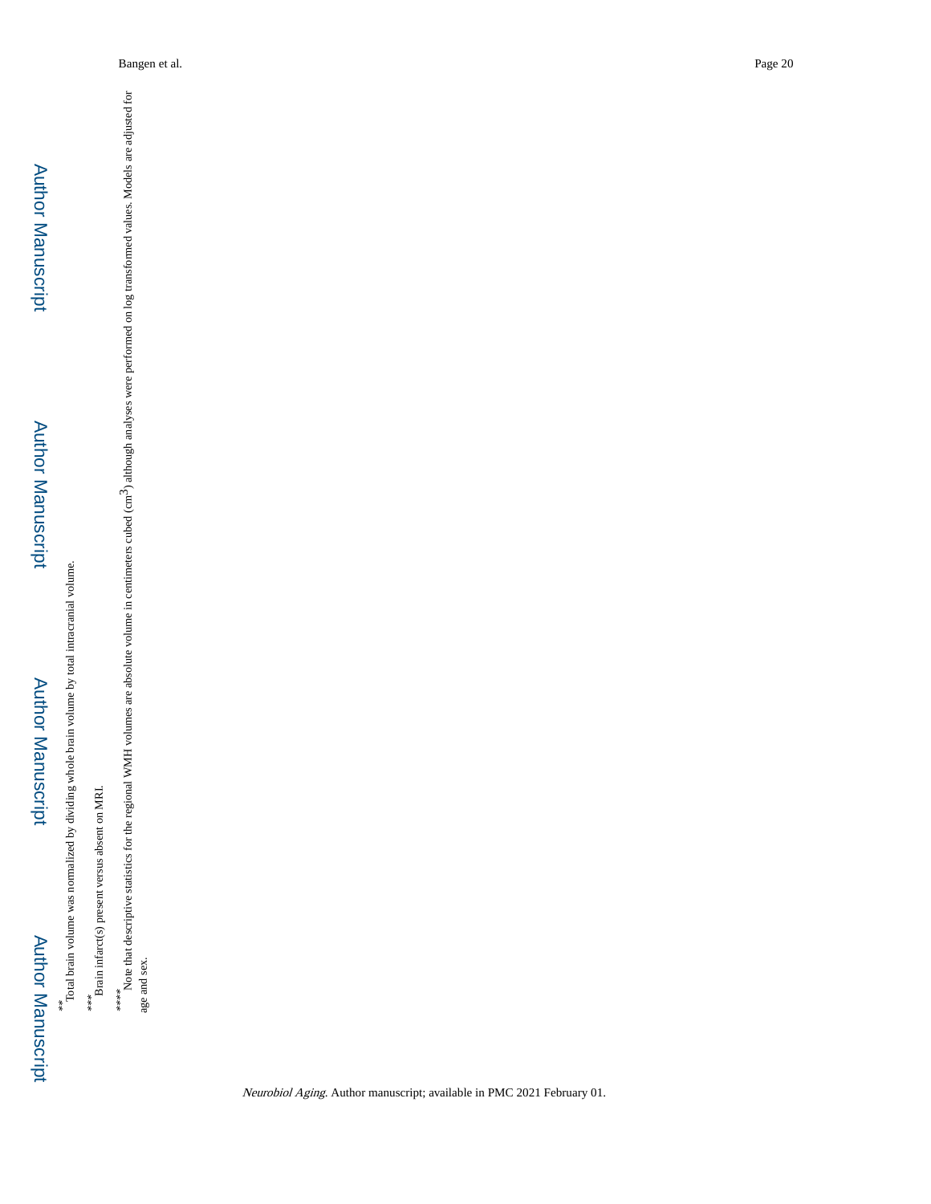**Total brain volume was normalized by dividing whole brain volume by total intracranial volume.

***Brain infarct(s) present versus absent on MRI.

****Note that descriptive statistics for the regional WMH volumes are absolute volume in centimeters cubed ($cm^3$) although analyses were performed on log transformed values. Models are adjusted for age and sex.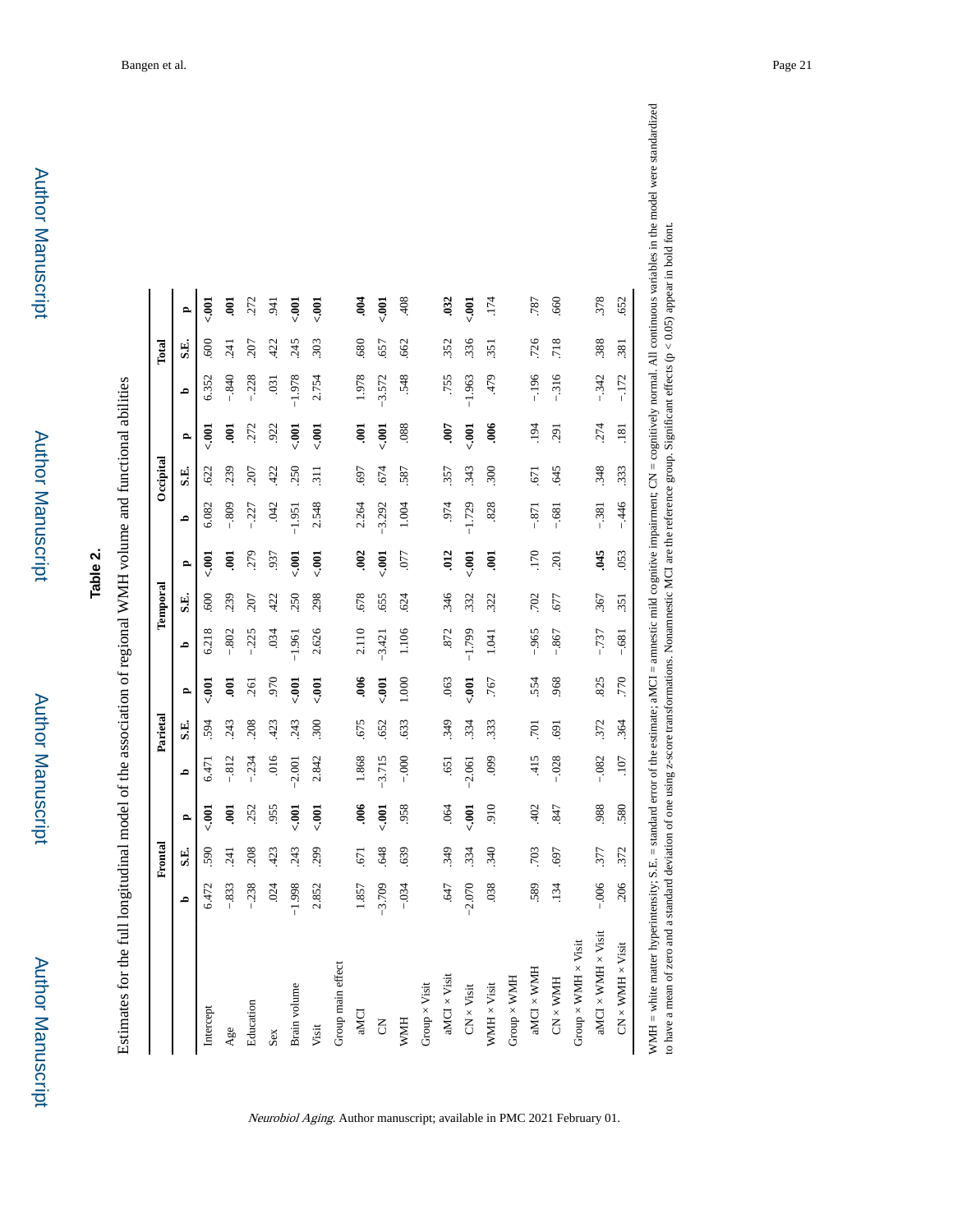**Table 2.**

Estimates for the full longitudinal model of the association of regional WMH volume and functional abilities

| | Frontal | | | Parietal | | | Temporal | | | Occipital | | | Total | | |
|---|---|---|---|---|---|---|---|---|---|---|---|---|---|---|---|
| | b | S.E. | p | b | S.E. | p | b | S.E. | p | b | S.E. | p | b | S.E. | p |
| Intercept | 6.472 | .590 | **<.001** | 6.471 | .594 | **<.001** | 6.218 | .600 | **<.001** | 6.082 | .622 | **<.001** | 6.352 | .600 | **<.001** |
| Age | −.833 | .241 | **.001** | −.812 | .243 | **.001** | −.802 | .239 | **.001** | −.809 | .239 | **.001** | −.840 | .241 | **.001** |
| Education | −.238 | .208 | .252 | −.234 | .208 | .261 | −.225 | .207 | .279 | −.227 | .207 | .272 | −.228 | .207 | .272 |
| Sex | .024 | .423 | .955 | .016 | .423 | .970 | .034 | .422 | .937 | .042 | .422 | .922 | .031 | .422 | .941 |
| Brain volume | −1.998 | .243 | **<.001** | −2.001 | .243 | **<.001** | −1.961 | .250 | **<.001** | −1.951 | .250 | **<.001** | −1.978 | .245 | **<.001** |
| Visit | 2.852 | .299 | **<.001** | 2.842 | .300 | **<.001** | 2.626 | .298 | **<.001** | 2.548 | .311 | **<.001** | 2.754 | .303 | **<.001** |
| Group main effect | | | | | | | | | | | | | | | |
| aMCI | 1.857 | .671 | **.006** | 1.868 | .675 | **.006** | 2.110 | .678 | **.002** | 2.264 | .697 | **.001** | 1.978 | .680 | **.004** |
| CN | −3.709 | .648 | **<.001** | −3.715 | .652 | **<.001** | −3.421 | .655 | **<.001** | −3.292 | .674 | **<.001** | −3.572 | .657 | **<.001** |
| WMH | −.034 | .639 | .958 | −.000 | .633 | 1.000 | 1.106 | .624 | .077 | 1.004 | .587 | .088 | .548 | .662 | .408 |
| Group × Visit | | | | | | | | | | | | | | | |
| aMCI × Visit | .647 | .349 | .064 | .651 | .349 | .063 | .872 | .346 | **.012** | .974 | .357 | **.007** | .755 | .352 | **.032** |
| CN × Visit | −2.070 | .334 | **<.001** | −2.061 | .334 | **<.001** | −1.799 | .332 | **<.001** | −1.729 | .343 | **<.001** | −1.963 | .336 | **<.001** |
| WMH × Visit | .038 | .340 | .910 | .099 | .333 | .767 | 1.041 | .322 | **.001** | .828 | .300 | **.006** | .479 | .351 | .174 |
| Group × WMH | | | | | | | | | | | | | | | |
| aMCI × WMH | .589 | .703 | .402 | .415 | .701 | .554 | −.965 | .702 | .170 | −.871 | .671 | .194 | −.196 | .726 | .787 |
| CN × WMH | .134 | .697 | .847 | −.028 | .691 | .968 | −.867 | .677 | .201 | −.681 | .645 | .291 | −.316 | .718 | .660 |
| Group × WMH × Visit | | | | | | | | | | | | | | | |
| aMCI × WMH × Visit | −.006 | .377 | .988 | −.082 | .372 | .825 | −.737 | .367 | **.045** | −.381 | .348 | .274 | −.342 | .388 | .378 |
| CN × WMH × Visit | .206 | .372 | .580 | .107 | .364 | .770 | −.681 | .351 | .053 | −.446 | .333 | .181 | −.172 | .381 | .652 |

WMH = white matter hyperintensity; S.E. = standard error of the estimate; aMCI = amnestic mild cognitive impairment; CN = cognitively normal. All continuous variables in the model were standardized to have a mean of zero and a standard deviation of one using *z*-score transformations. Nonamnestic MCI are the reference group. Significant effects ($p < 0.05$) appear in bold font.